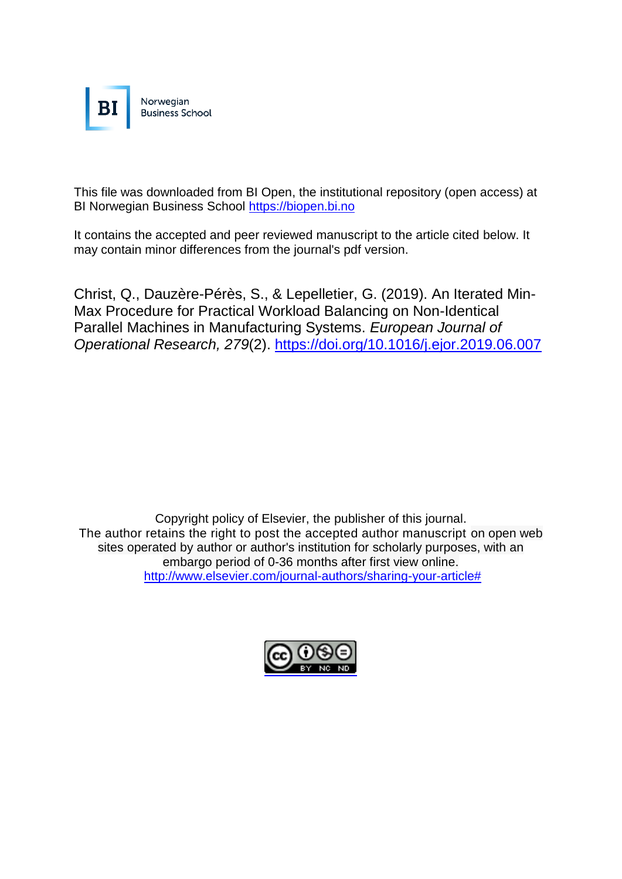BI Norwegian Business School

This file was downloaded from BI Open, the institutional repository (open access) at BI Norwegian Business School https://biopen.bi.no

It contains the accepted and peer reviewed manuscript to the article cited below. It may contain minor differences from the journal's pdf version.

Christ, Q., Dauzère-Pérès, S., & Lepelletier, G. (2019). An Iterated Min-Max Procedure for Practical Workload Balancing on Non-Identical Parallel Machines in Manufacturing Systems. *European Journal of Operational Research, 279*(2). https://doi.org/10.1016/j.ejor.2019.06.007

Copyright policy of Elsevier, the publisher of this journal.
The author retains the right to post the accepted author manuscript on open web sites operated by author or author's institution for scholarly purposes, with an embargo period of 0-36 months after first view online.
http://www.elsevier.com/journal-authors/sharing-your-article#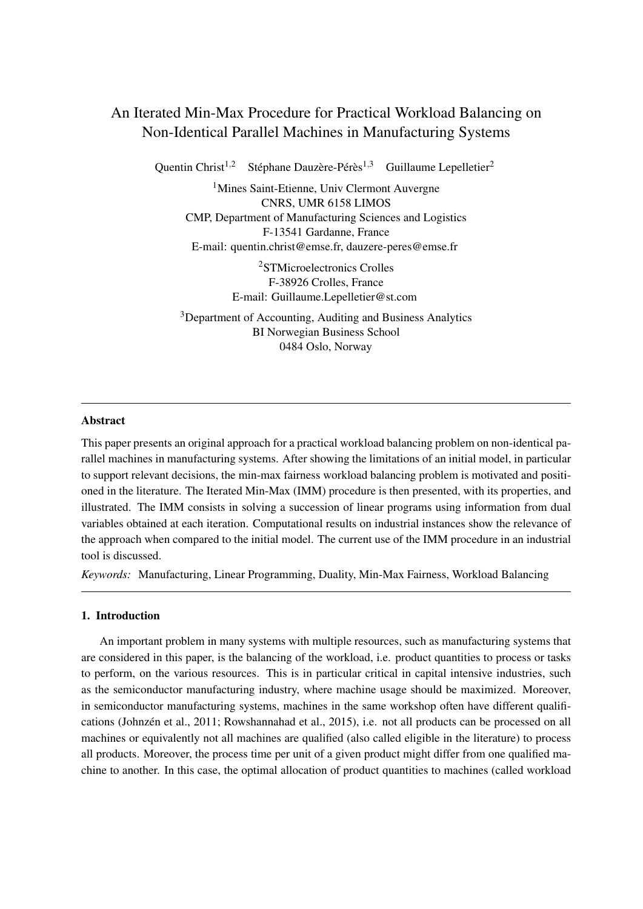# An Iterated Min-Max Procedure for Practical Workload Balancing on Non-Identical Parallel Machines in Manufacturing Systems

Quentin Christ[1,2] Stéphane Dauzère-Pérès[1,3] Guillaume Lepelletier[2]

[1]Mines Saint-Etienne, Univ Clermont Auvergne
CNRS, UMR 6158 LIMOS
CMP, Department of Manufacturing Sciences and Logistics
F-13541 Gardanne, France
E-mail: quentin.christ@emse.fr, dauzere-peres@emse.fr

[2]STMicroelectronics Crolles
F-38926 Crolles, France
E-mail: Guillaume.Lepelletier@st.com

[3]Department of Accounting, Auditing and Business Analytics
BI Norwegian Business School
0484 Oslo, Norway

---

**Abstract**

This paper presents an original approach for a practical workload balancing problem on non-identical parallel machines in manufacturing systems. After showing the limitations of an initial model, in particular to support relevant decisions, the min-max fairness workload balancing problem is motivated and positioned in the literature. The Iterated Min-Max (IMM) procedure is then presented, with its properties, and illustrated. The IMM consists in solving a succession of linear programs using information from dual variables obtained at each iteration. Computational results on industrial instances show the relevance of the approach when compared to the initial model. The current use of the IMM procedure in an industrial tool is discussed.

*Keywords:* Manufacturing, Linear Programming, Duality, Min-Max Fairness, Workload Balancing

---

## 1. Introduction

An important problem in many systems with multiple resources, such as manufacturing systems that are considered in this paper, is the balancing of the workload, i.e. product quantities to process or tasks to perform, on the various resources. This is in particular critical in capital intensive industries, such as the semiconductor manufacturing industry, where machine usage should be maximized. Moreover, in semiconductor manufacturing systems, machines in the same workshop often have different qualifications (Johnzén et al., 2011; Rowshannahad et al., 2015), i.e. not all products can be processed on all machines or equivalently not all machines are qualified (also called eligible in the literature) to process all products. Moreover, the process time per unit of a given product might differ from one qualified machine to another. In this case, the optimal allocation of product quantities to machines (called workload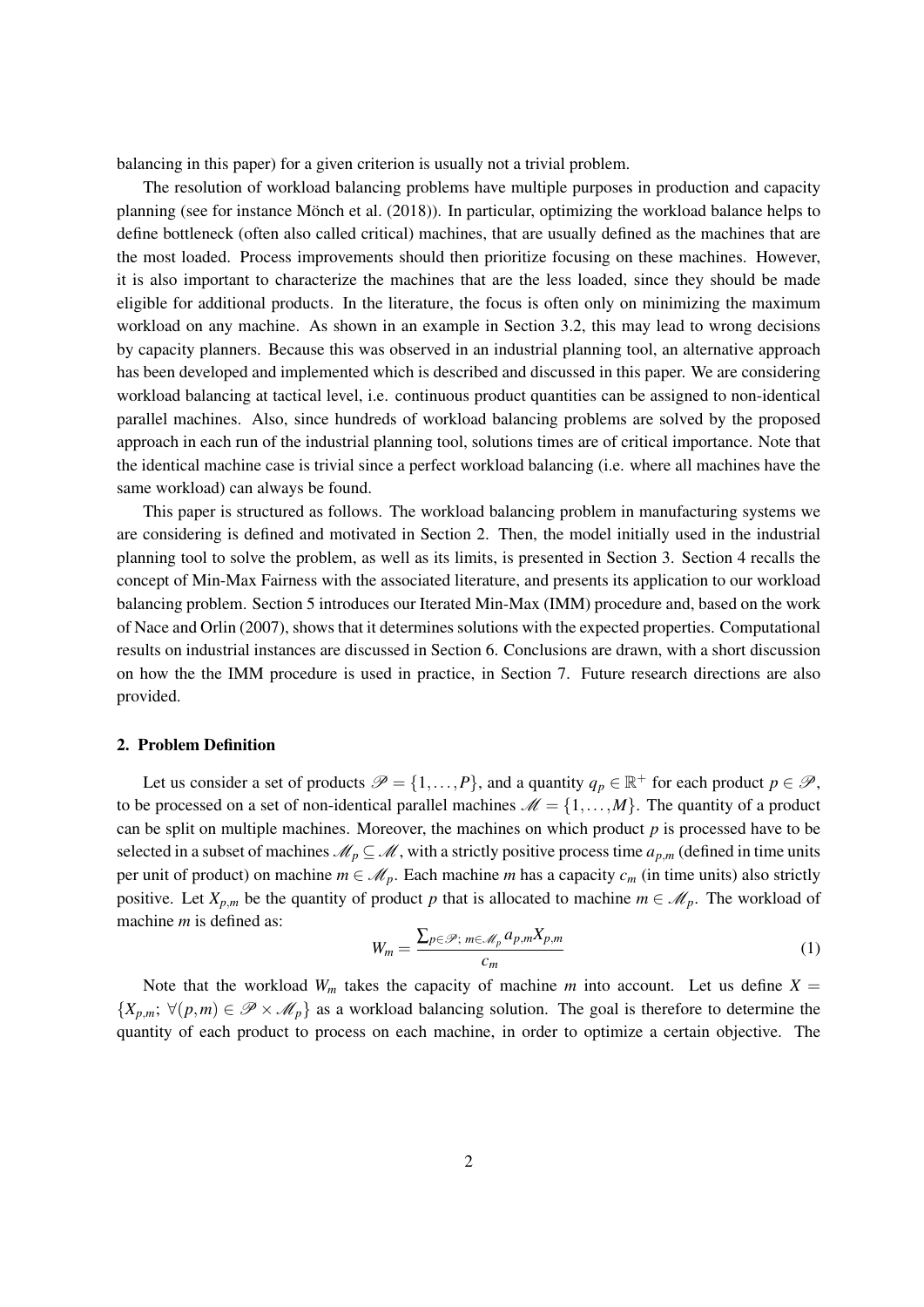balancing in this paper) for a given criterion is usually not a trivial problem.

The resolution of workload balancing problems have multiple purposes in production and capacity planning (see for instance Mönch et al. (2018)). In particular, optimizing the workload balance helps to define bottleneck (often also called critical) machines, that are usually defined as the machines that are the most loaded. Process improvements should then prioritize focusing on these machines. However, it is also important to characterize the machines that are the less loaded, since they should be made eligible for additional products. In the literature, the focus is often only on minimizing the maximum workload on any machine. As shown in an example in Section 3.2, this may lead to wrong decisions by capacity planners. Because this was observed in an industrial planning tool, an alternative approach has been developed and implemented which is described and discussed in this paper. We are considering workload balancing at tactical level, i.e. continuous product quantities can be assigned to non-identical parallel machines. Also, since hundreds of workload balancing problems are solved by the proposed approach in each run of the industrial planning tool, solutions times are of critical importance. Note that the identical machine case is trivial since a perfect workload balancing (i.e. where all machines have the same workload) can always be found.

This paper is structured as follows. The workload balancing problem in manufacturing systems we are considering is defined and motivated in Section 2. Then, the model initially used in the industrial planning tool to solve the problem, as well as its limits, is presented in Section 3. Section 4 recalls the concept of Min-Max Fairness with the associated literature, and presents its application to our workload balancing problem. Section 5 introduces our Iterated Min-Max (IMM) procedure and, based on the work of Nace and Orlin (2007), shows that it determines solutions with the expected properties. Computational results on industrial instances are discussed in Section 6. Conclusions are drawn, with a short discussion on how the the IMM procedure is used in practice, in Section 7. Future research directions are also provided.

## 2. Problem Definition

Let us consider a set of products $\mathscr{P} = \{1,\ldots,P\}$, and a quantity $q_p \in \mathbb{R}^+$ for each product $p \in \mathscr{P}$, to be processed on a set of non-identical parallel machines $\mathscr{M} = \{1,\ldots,M\}$. The quantity of a product can be split on multiple machines. Moreover, the machines on which product $p$ is processed have to be selected in a subset of machines $\mathscr{M}_p \subseteq \mathscr{M}$, with a strictly positive process time $a_{p,m}$ (defined in time units per unit of product) on machine $m \in \mathscr{M}_p$. Each machine $m$ has a capacity $c_m$ (in time units) also strictly positive. Let $X_{p,m}$ be the quantity of product $p$ that is allocated to machine $m \in \mathscr{M}_p$. The workload of machine $m$ is defined as:

$$W_m = \frac{\sum_{p\in\mathscr{P};\ m\in\mathscr{M}_p} a_{p,m}X_{p,m}}{c_m} \tag{1}$$

Note that the workload $W_m$ takes the capacity of machine $m$ into account. Let us define $X = \{X_{p,m};\ \forall(p,m) \in \mathscr{P} \times \mathscr{M}_p\}$ as a workload balancing solution. The goal is therefore to determine the quantity of each product to process on each machine, in order to optimize a certain objective. The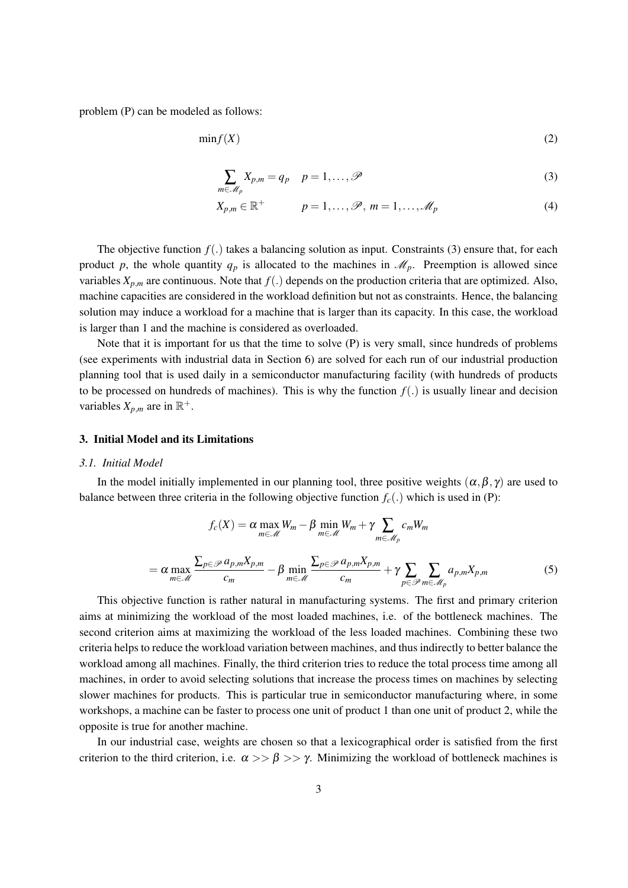problem (P) can be modeled as follows:

$$\min f(X) \tag{2}$$

$$\sum_{m \in \mathcal{M}_p} X_{p,m} = q_p \quad p = 1, \ldots, \mathcal{P} \tag{3}$$

$$X_{p,m} \in \mathbb{R}^+ \qquad p = 1, \ldots, \mathcal{P},\ m = 1, \ldots, \mathcal{M}_p \tag{4}$$

The objective function $f(.)$ takes a balancing solution as input. Constraints (3) ensure that, for each product $p$, the whole quantity $q_p$ is allocated to the machines in $\mathcal{M}_p$. Preemption is allowed since variables $X_{p,m}$ are continuous. Note that $f(.)$ depends on the production criteria that are optimized. Also, machine capacities are considered in the workload definition but not as constraints. Hence, the balancing solution may induce a workload for a machine that is larger than its capacity. In this case, the workload is larger than 1 and the machine is considered as overloaded.

Note that it is important for us that the time to solve (P) is very small, since hundreds of problems (see experiments with industrial data in Section 6) are solved for each run of our industrial production planning tool that is used daily in a semiconductor manufacturing facility (with hundreds of products to be processed on hundreds of machines). This is why the function $f(.)$ is usually linear and decision variables $X_{p,m}$ are in $\mathbb{R}^+$.

## 3. Initial Model and its Limitations

### *3.1. Initial Model*

In the model initially implemented in our planning tool, three positive weights $(\alpha, \beta, \gamma)$ are used to balance between three criteria in the following objective function $f_c(.)$ which is used in (P):

$$f_c(X) = \alpha \max_{m \in \mathcal{M}} W_m - \beta \min_{m \in \mathcal{M}} W_m + \gamma \sum_{m \in \mathcal{M}_p} c_m W_m$$

$$= \alpha \max_{m \in \mathcal{M}} \frac{\sum_{p \in \mathcal{P}} a_{p,m} X_{p,m}}{c_m} - \beta \min_{m \in \mathcal{M}} \frac{\sum_{p \in \mathcal{P}} a_{p,m} X_{p,m}}{c_m} + \gamma \sum_{p \in \mathcal{P}} \sum_{m \in \mathcal{M}_p} a_{p,m} X_{p,m} \tag{5}$$

This objective function is rather natural in manufacturing systems. The first and primary criterion aims at minimizing the workload of the most loaded machines, i.e. of the bottleneck machines. The second criterion aims at maximizing the workload of the less loaded machines. Combining these two criteria helps to reduce the workload variation between machines, and thus indirectly to better balance the workload among all machines. Finally, the third criterion tries to reduce the total process time among all machines, in order to avoid selecting solutions that increase the process times on machines by selecting slower machines for products. This is particular true in semiconductor manufacturing where, in some workshops, a machine can be faster to process one unit of product 1 than one unit of product 2, while the opposite is true for another machine.

In our industrial case, weights are chosen so that a lexicographical order is satisfied from the first criterion to the third criterion, i.e. $\alpha >> \beta >> \gamma$. Minimizing the workload of bottleneck machines is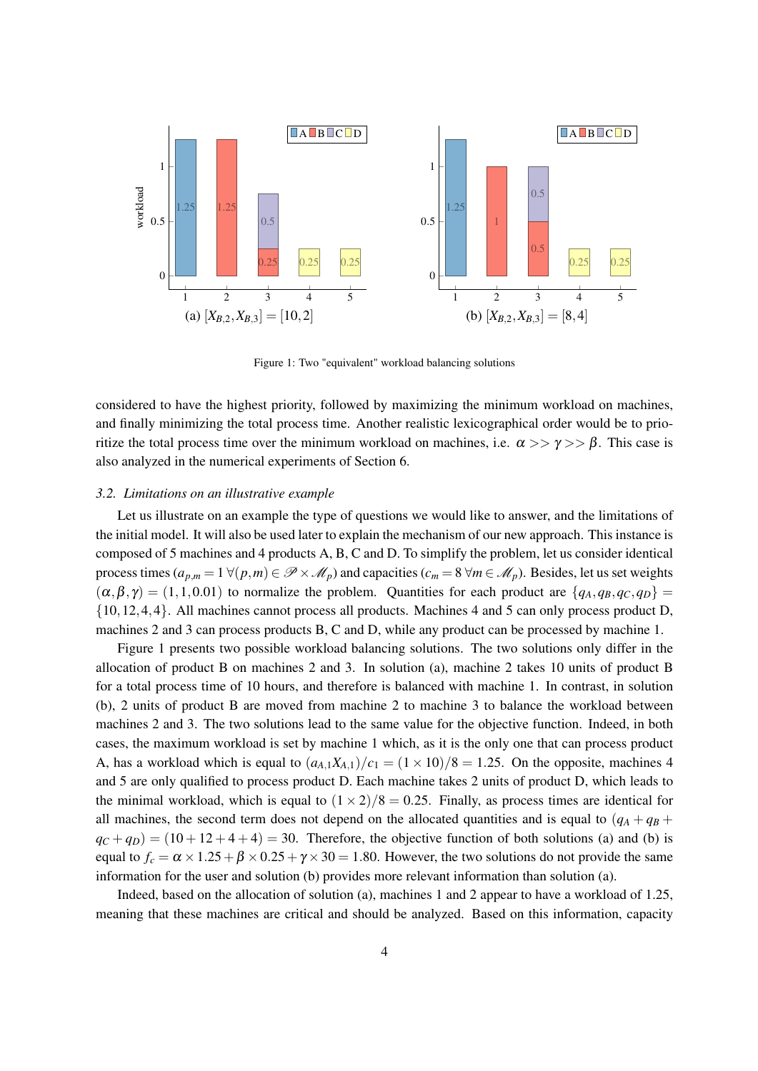Figure 1: Two "equivalent" workload balancing solutions

(a) $[X_{B,2}, X_{B,3}] = [10, 2]$

(b) $[X_{B,2}, X_{B,3}] = [8, 4]$

considered to have the highest priority, followed by maximizing the minimum workload on machines, and finally minimizing the total process time. Another realistic lexicographical order would be to prioritize the total process time over the minimum workload on machines, i.e. $\alpha >> \gamma >> \beta$. This case is also analyzed in the numerical experiments of Section 6.

### 3.2. Limitations on an illustrative example

Let us illustrate on an example the type of questions we would like to answer, and the limitations of the initial model. It will also be used later to explain the mechanism of our new approach. This instance is composed of 5 machines and 4 products A, B, C and D. To simplify the problem, let us consider identical process times ($a_{p,m} = 1 \ \forall (p,m) \in \mathscr{P} \times \mathscr{M}_p$) and capacities ($c_m = 8 \ \forall m \in \mathscr{M}_p$). Besides, let us set weights $(\alpha, \beta, \gamma) = (1, 1, 0.01)$ to normalize the problem. Quantities for each product are $\{q_A, q_B, q_C, q_D\} = \{10, 12, 4, 4\}$. All machines cannot process all products. Machines 4 and 5 can only process product D, machines 2 and 3 can process products B, C and D, while any product can be processed by machine 1.

Figure 1 presents two possible workload balancing solutions. The two solutions only differ in the allocation of product B on machines 2 and 3. In solution (a), machine 2 takes 10 units of product B for a total process time of 10 hours, and therefore is balanced with machine 1. In contrast, in solution (b), 2 units of product B are moved from machine 2 to machine 3 to balance the workload between machines 2 and 3. The two solutions lead to the same value for the objective function. Indeed, in both cases, the maximum workload is set by machine 1 which, as it is the only one that can process product A, has a workload which is equal to $(a_{A,1} X_{A,1})/c_1 = (1 \times 10)/8 = 1.25$. On the opposite, machines 4 and 5 are only qualified to process product D. Each machine takes 2 units of product D, which leads to the minimal workload, which is equal to $(1 \times 2)/8 = 0.25$. Finally, as process times are identical for all machines, the second term does not depend on the allocated quantities and is equal to $(q_A + q_B + q_C + q_D) = (10 + 12 + 4 + 4) = 30$. Therefore, the objective function of both solutions (a) and (b) is equal to $f_c = \alpha \times 1.25 + \beta \times 0.25 + \gamma \times 30 = 1.80$. However, the two solutions do not provide the same information for the user and solution (b) provides more relevant information than solution (a).

Indeed, based on the allocation of solution (a), machines 1 and 2 appear to have a workload of 1.25, meaning that these machines are critical and should be analyzed. Based on this information, capacity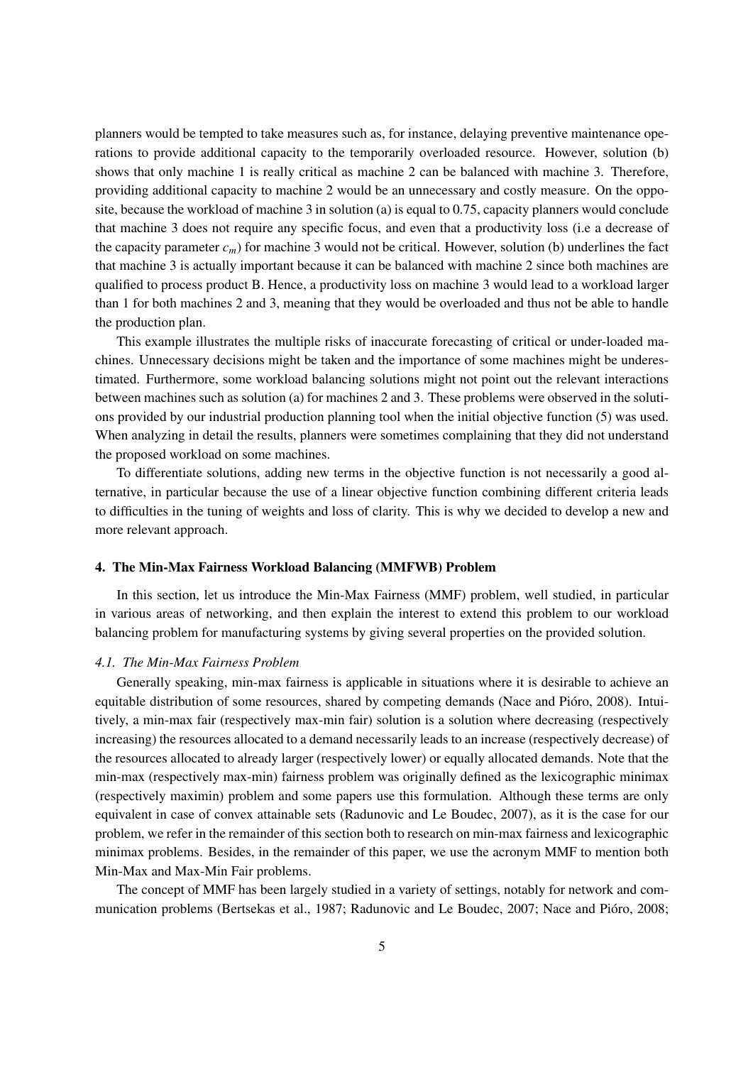planners would be tempted to take measures such as, for instance, delaying preventive maintenance operations to provide additional capacity to the temporarily overloaded resource. However, solution (b) shows that only machine 1 is really critical as machine 2 can be balanced with machine 3. Therefore, providing additional capacity to machine 2 would be an unnecessary and costly measure. On the opposite, because the workload of machine 3 in solution (a) is equal to 0.75, capacity planners would conclude that machine 3 does not require any specific focus, and even that a productivity loss (i.e a decrease of the capacity parameter $c_m$) for machine 3 would not be critical. However, solution (b) underlines the fact that machine 3 is actually important because it can be balanced with machine 2 since both machines are qualified to process product B. Hence, a productivity loss on machine 3 would lead to a workload larger than 1 for both machines 2 and 3, meaning that they would be overloaded and thus not be able to handle the production plan.

This example illustrates the multiple risks of inaccurate forecasting of critical or under-loaded machines. Unnecessary decisions might be taken and the importance of some machines might be underestimated. Furthermore, some workload balancing solutions might not point out the relevant interactions between machines such as solution (a) for machines 2 and 3. These problems were observed in the solutions provided by our industrial production planning tool when the initial objective function (5) was used. When analyzing in detail the results, planners were sometimes complaining that they did not understand the proposed workload on some machines.

To differentiate solutions, adding new terms in the objective function is not necessarily a good alternative, in particular because the use of a linear objective function combining different criteria leads to difficulties in the tuning of weights and loss of clarity. This is why we decided to develop a new and more relevant approach.

## 4. The Min-Max Fairness Workload Balancing (MMFWB) Problem

In this section, let us introduce the Min-Max Fairness (MMF) problem, well studied, in particular in various areas of networking, and then explain the interest to extend this problem to our workload balancing problem for manufacturing systems by giving several properties on the provided solution.

### *4.1. The Min-Max Fairness Problem*

Generally speaking, min-max fairness is applicable in situations where it is desirable to achieve an equitable distribution of some resources, shared by competing demands (Nace and Pióro, 2008). Intuitively, a min-max fair (respectively max-min fair) solution is a solution where decreasing (respectively increasing) the resources allocated to a demand necessarily leads to an increase (respectively decrease) of the resources allocated to already larger (respectively lower) or equally allocated demands. Note that the min-max (respectively max-min) fairness problem was originally defined as the lexicographic minimax (respectively maximin) problem and some papers use this formulation. Although these terms are only equivalent in case of convex attainable sets (Radunovic and Le Boudec, 2007), as it is the case for our problem, we refer in the remainder of this section both to research on min-max fairness and lexicographic minimax problems. Besides, in the remainder of this paper, we use the acronym MMF to mention both Min-Max and Max-Min Fair problems.

The concept of MMF has been largely studied in a variety of settings, notably for network and communication problems (Bertsekas et al., 1987; Radunovic and Le Boudec, 2007; Nace and Pióro, 2008;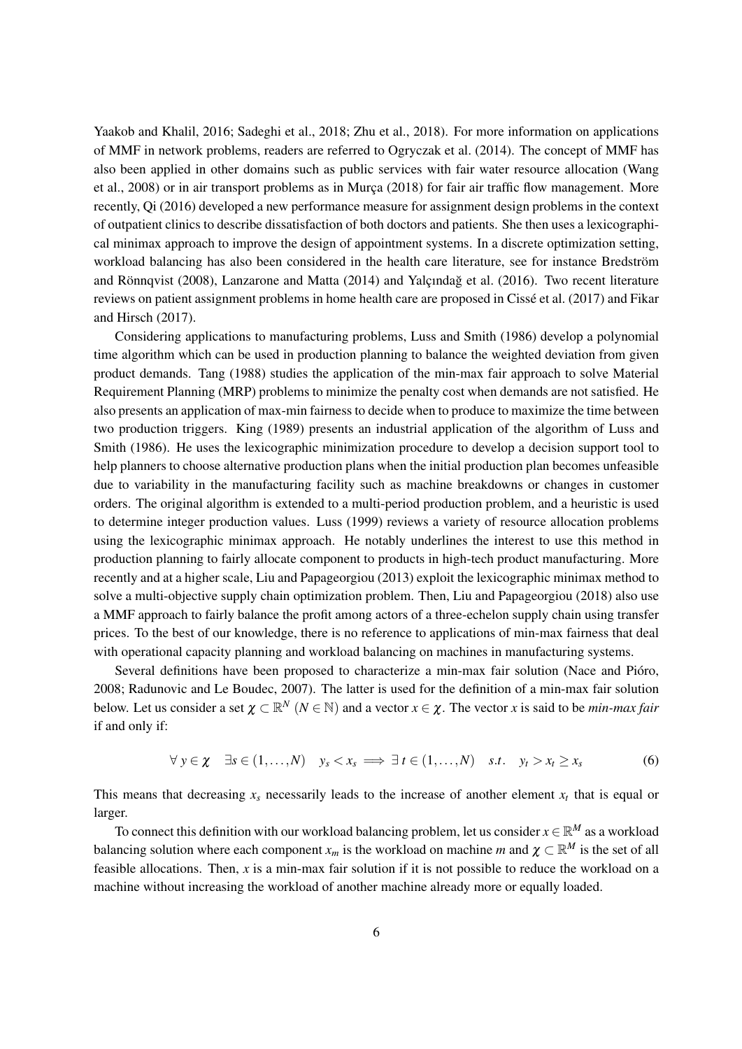Yaakob and Khalil, 2016; Sadeghi et al., 2018; Zhu et al., 2018). For more information on applications of MMF in network problems, readers are referred to Ogryczak et al. (2014). The concept of MMF has also been applied in other domains such as public services with fair water resource allocation (Wang et al., 2008) or in air transport problems as in Murça (2018) for fair air traffic flow management. More recently, Qi (2016) developed a new performance measure for assignment design problems in the context of outpatient clinics to describe dissatisfaction of both doctors and patients. She then uses a lexicographical minimax approach to improve the design of appointment systems. In a discrete optimization setting, workload balancing has also been considered in the health care literature, see for instance Bredström and Rönnqvist (2008), Lanzarone and Matta (2014) and Yalçındağ et al. (2016). Two recent literature reviews on patient assignment problems in home health care are proposed in Cissé et al. (2017) and Fikar and Hirsch (2017).

Considering applications to manufacturing problems, Luss and Smith (1986) develop a polynomial time algorithm which can be used in production planning to balance the weighted deviation from given product demands. Tang (1988) studies the application of the min-max fair approach to solve Material Requirement Planning (MRP) problems to minimize the penalty cost when demands are not satisfied. He also presents an application of max-min fairness to decide when to produce to maximize the time between two production triggers. King (1989) presents an industrial application of the algorithm of Luss and Smith (1986). He uses the lexicographic minimization procedure to develop a decision support tool to help planners to choose alternative production plans when the initial production plan becomes unfeasible due to variability in the manufacturing facility such as machine breakdowns or changes in customer orders. The original algorithm is extended to a multi-period production problem, and a heuristic is used to determine integer production values. Luss (1999) reviews a variety of resource allocation problems using the lexicographic minimax approach. He notably underlines the interest to use this method in production planning to fairly allocate component to products in high-tech product manufacturing. More recently and at a higher scale, Liu and Papageorgiou (2013) exploit the lexicographic minimax method to solve a multi-objective supply chain optimization problem. Then, Liu and Papageorgiou (2018) also use a MMF approach to fairly balance the profit among actors of a three-echelon supply chain using transfer prices. To the best of our knowledge, there is no reference to applications of min-max fairness that deal with operational capacity planning and workload balancing on machines in manufacturing systems.

Several definitions have been proposed to characterize a min-max fair solution (Nace and Pióro, 2008; Radunovic and Le Boudec, 2007). The latter is used for the definition of a min-max fair solution below. Let us consider a set $\chi \subset \mathbb{R}^N$ ($N \in \mathbb{N}$) and a vector $x \in \chi$. The vector $x$ is said to be *min-max fair* if and only if:

$$\forall\, y \in \chi \quad \exists s \in (1,\ldots,N) \quad y_s < x_s \implies \exists\, t \in (1,\ldots,N) \quad s.t. \quad y_t > x_t \geq x_s \tag{6}$$

This means that decreasing $x_s$ necessarily leads to the increase of another element $x_t$ that is equal or larger.

To connect this definition with our workload balancing problem, let us consider $x \in \mathbb{R}^M$ as a workload balancing solution where each component $x_m$ is the workload on machine $m$ and $\chi \subset \mathbb{R}^M$ is the set of all feasible allocations. Then, $x$ is a min-max fair solution if it is not possible to reduce the workload on a machine without increasing the workload of another machine already more or equally loaded.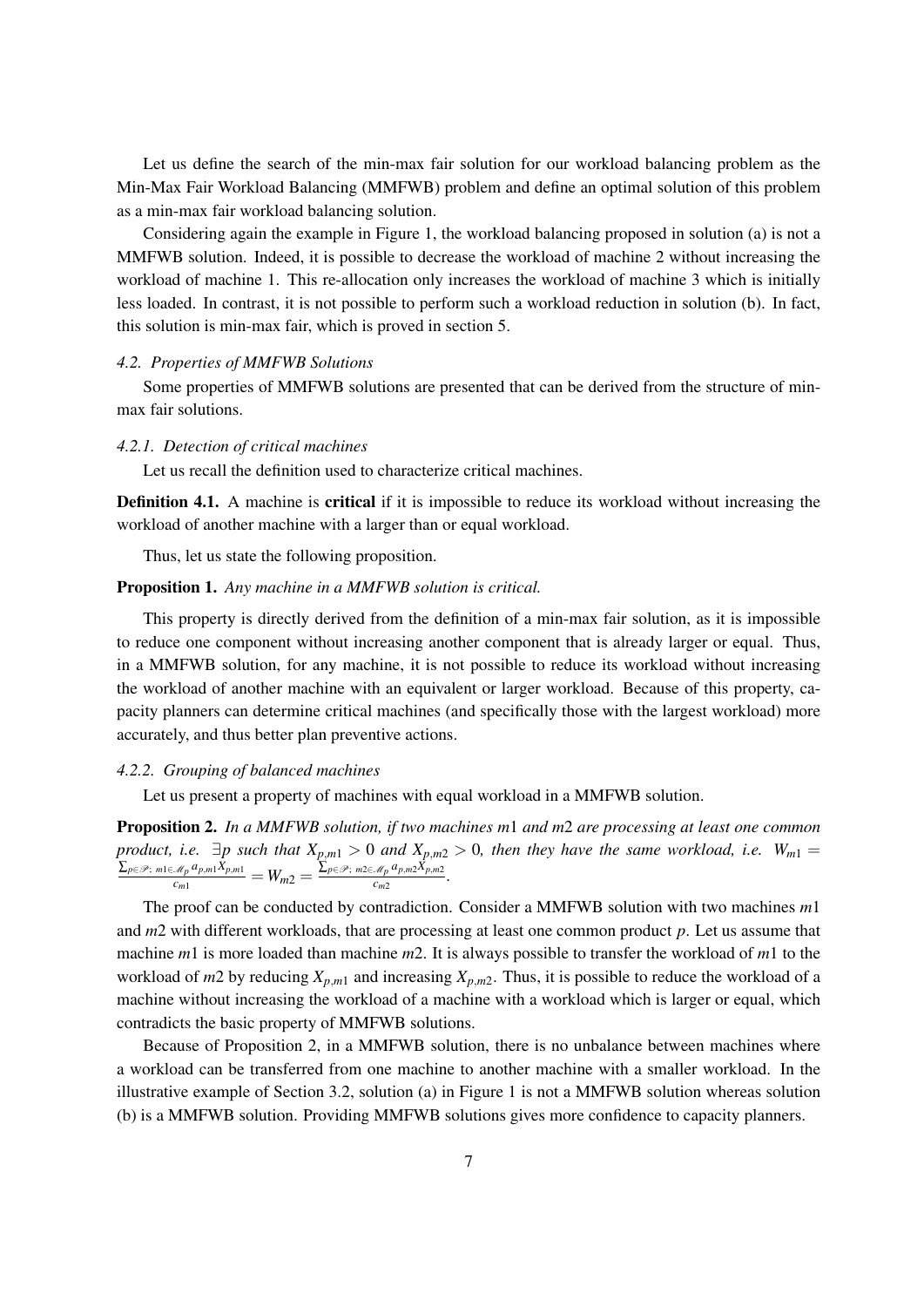Let us define the search of the min-max fair solution for our workload balancing problem as the Min-Max Fair Workload Balancing (MMFWB) problem and define an optimal solution of this problem as a min-max fair workload balancing solution.

Considering again the example in Figure 1, the workload balancing proposed in solution (a) is not a MMFWB solution. Indeed, it is possible to decrease the workload of machine 2 without increasing the workload of machine 1. This re-allocation only increases the workload of machine 3 which is initially less loaded. In contrast, it is not possible to perform such a workload reduction in solution (b). In fact, this solution is min-max fair, which is proved in section 5.

### *4.2. Properties of MMFWB Solutions*

Some properties of MMFWB solutions are presented that can be derived from the structure of min-max fair solutions.

#### *4.2.1. Detection of critical machines*

Let us recall the definition used to characterize critical machines.

**Definition 4.1.** A machine is **critical** if it is impossible to reduce its workload without increasing the workload of another machine with a larger than or equal workload.

Thus, let us state the following proposition.

**Proposition 1.** *Any machine in a MMFWB solution is critical.*

This property is directly derived from the definition of a min-max fair solution, as it is impossible to reduce one component without increasing another component that is already larger or equal. Thus, in a MMFWB solution, for any machine, it is not possible to reduce its workload without increasing the workload of another machine with an equivalent or larger workload. Because of this property, capacity planners can determine critical machines (and specifically those with the largest workload) more accurately, and thus better plan preventive actions.

#### *4.2.2. Grouping of balanced machines*

Let us present a property of machines with equal workload in a MMFWB solution.

**Proposition 2.** *In a MMFWB solution, if two machines $m1$ and $m2$ are processing at least one common product, i.e. $\exists p$ such that $X_{p,m1} > 0$ and $X_{p,m2} > 0$, then they have the same workload, i.e. $W_{m1} = \frac{\sum_{p \in \mathscr{P};\, m1 \in \mathscr{M}_p} a_{p,m1} X_{p,m1}}{c_{m1}} = W_{m2} = \frac{\sum_{p \in \mathscr{P};\, m2 \in \mathscr{M}_p} a_{p,m2} X_{p,m2}}{c_{m2}}$.*

The proof can be conducted by contradiction. Consider a MMFWB solution with two machines $m1$ and $m2$ with different workloads, that are processing at least one common product $p$. Let us assume that machine $m1$ is more loaded than machine $m2$. It is always possible to transfer the workload of $m1$ to the workload of $m2$ by reducing $X_{p,m1}$ and increasing $X_{p,m2}$. Thus, it is possible to reduce the workload of a machine without increasing the workload of a machine with a workload which is larger or equal, which contradicts the basic property of MMFWB solutions.

Because of Proposition 2, in a MMFWB solution, there is no unbalance between machines where a workload can be transferred from one machine to another machine with a smaller workload. In the illustrative example of Section 3.2, solution (a) in Figure 1 is not a MMFWB solution whereas solution (b) is a MMFWB solution. Providing MMFWB solutions gives more confidence to capacity planners.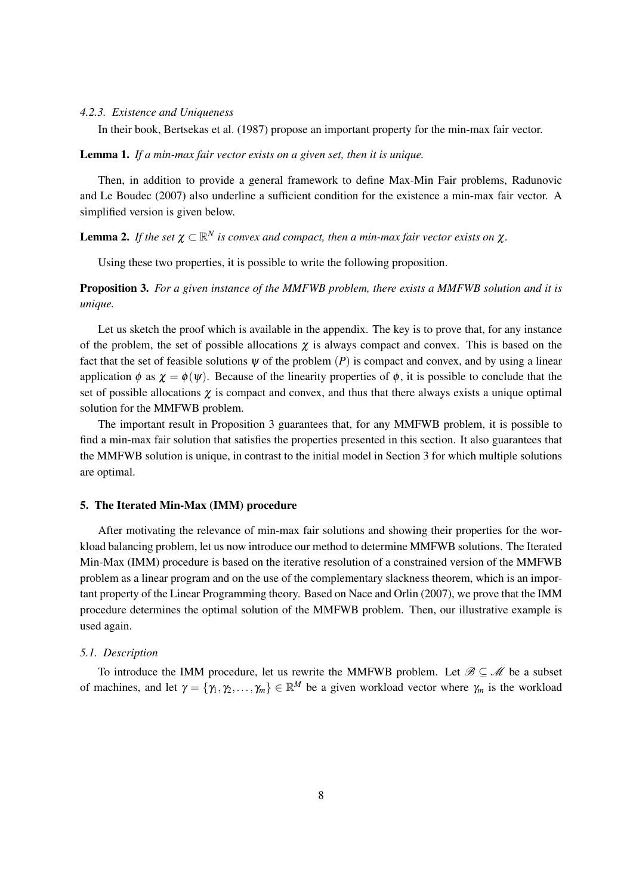#### 4.2.3. Existence and Uniqueness

In their book, Bertsekas et al. (1987) propose an important property for the min-max fair vector.

**Lemma 1.** *If a min-max fair vector exists on a given set, then it is unique.*

Then, in addition to provide a general framework to define Max-Min Fair problems, Radunovic and Le Boudec (2007) also underline a sufficient condition for the existence a min-max fair vector. A simplified version is given below.

**Lemma 2.** *If the set $\chi \subset \mathbb{R}^N$ is convex and compact, then a min-max fair vector exists on $\chi$.*

Using these two properties, it is possible to write the following proposition.

**Proposition 3.** *For a given instance of the MMFWB problem, there exists a MMFWB solution and it is unique.*

Let us sketch the proof which is available in the appendix. The key is to prove that, for any instance of the problem, the set of possible allocations $\chi$ is always compact and convex. This is based on the fact that the set of feasible solutions $\psi$ of the problem $(P)$ is compact and convex, and by using a linear application $\phi$ as $\chi = \phi(\psi)$. Because of the linearity properties of $\phi$, it is possible to conclude that the set of possible allocations $\chi$ is compact and convex, and thus that there always exists a unique optimal solution for the MMFWB problem.

The important result in Proposition 3 guarantees that, for any MMFWB problem, it is possible to find a min-max fair solution that satisfies the properties presented in this section. It also guarantees that the MMFWB solution is unique, in contrast to the initial model in Section 3 for which multiple solutions are optimal.

## 5. The Iterated Min-Max (IMM) procedure

After motivating the relevance of min-max fair solutions and showing their properties for the workload balancing problem, let us now introduce our method to determine MMFWB solutions. The Iterated Min-Max (IMM) procedure is based on the iterative resolution of a constrained version of the MMFWB problem as a linear program and on the use of the complementary slackness theorem, which is an important property of the Linear Programming theory. Based on Nace and Orlin (2007), we prove that the IMM procedure determines the optimal solution of the MMFWB problem. Then, our illustrative example is used again.

### 5.1. Description

To introduce the IMM procedure, let us rewrite the MMFWB problem. Let $\mathscr{B} \subseteq \mathscr{M}$ be a subset of machines, and let $\gamma = \{\gamma_1, \gamma_2, \ldots, \gamma_m\} \in \mathbb{R}^M$ be a given workload vector where $\gamma_m$ is the workload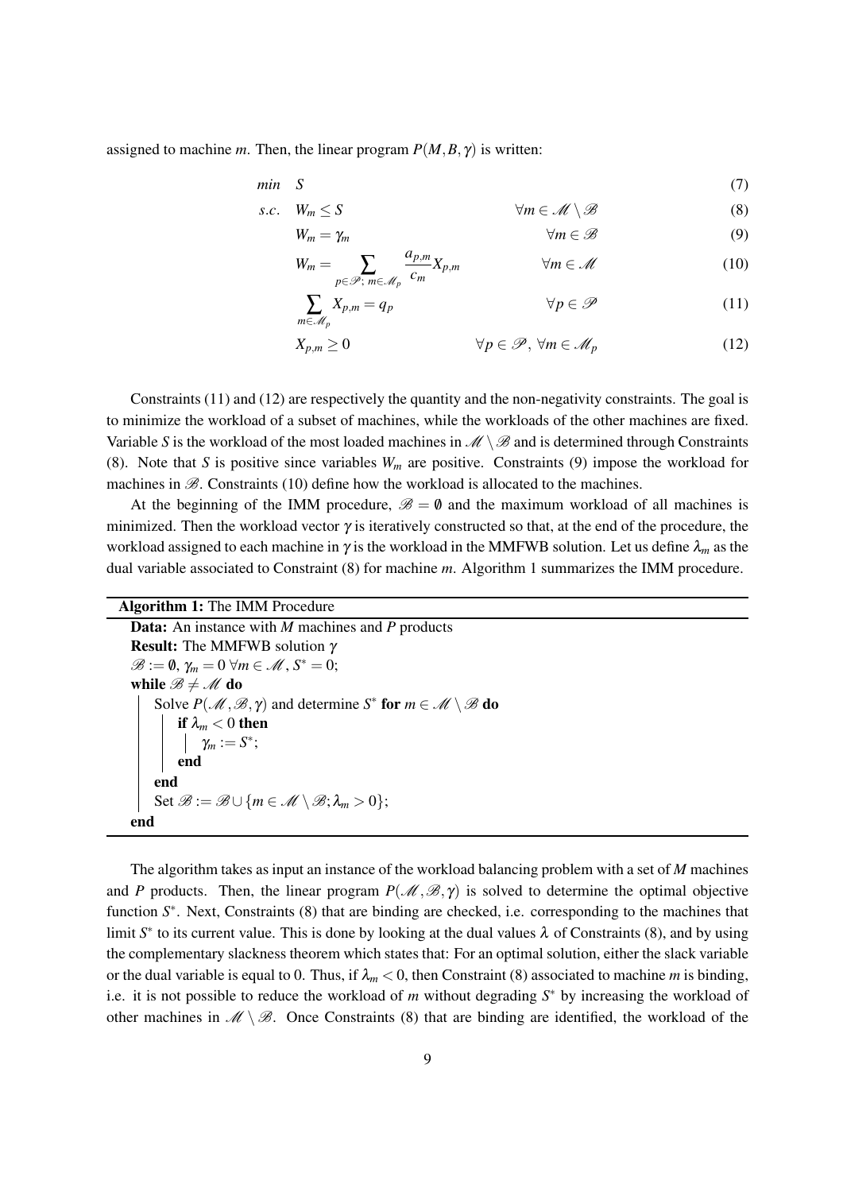assigned to machine $m$. Then, the linear program $P(M, B, \gamma)$ is written:

$$
\begin{aligned}
min \quad & S && && (7)\\
s.c. \quad & W_m \leq S && \forall m \in \mathscr{M} \setminus \mathscr{B} && (8)\\
& W_m = \gamma_m && \forall m \in \mathscr{B} && (9)\\
& W_m = \sum_{p \in \mathscr{P};\ m \in \mathscr{M}_p} \frac{a_{p,m}}{c_m} X_{p,m} && \forall m \in \mathscr{M} && (10)\\
& \sum_{m \in \mathscr{M}_p} X_{p,m} = q_p && \forall p \in \mathscr{P} && (11)\\
& X_{p,m} \geq 0 && \forall p \in \mathscr{P},\ \forall m \in \mathscr{M}_p && (12)
\end{aligned}
$$

Constraints (11) and (12) are respectively the quantity and the non-negativity constraints. The goal is to minimize the workload of a subset of machines, while the workloads of the other machines are fixed. Variable $S$ is the workload of the most loaded machines in $\mathscr{M} \setminus \mathscr{B}$ and is determined through Constraints (8). Note that $S$ is positive since variables $W_m$ are positive. Constraints (9) impose the workload for machines in $\mathscr{B}$. Constraints (10) define how the workload is allocated to the machines.

At the beginning of the IMM procedure, $\mathscr{B} = \emptyset$ and the maximum workload of all machines is minimized. Then the workload vector $\gamma$ is iteratively constructed so that, at the end of the procedure, the workload assigned to each machine in $\gamma$ is the workload in the MMFWB solution. Let us define $\lambda_m$ as the dual variable associated to Constraint (8) for machine $m$. Algorithm 1 summarizes the IMM procedure.

```
Algorithm 1: The IMM Procedure
Data: An instance with M machines and P products
Result: The MMFWB solution γ
B := ∅, γ_m = 0 ∀m ∈ M, S* = 0;
while B ≠ M do
    Solve P(M, B, γ) and determine S* for m ∈ M \ B do
        if λ_m < 0 then
            γ_m := S*;
        end
    end
    Set B := B ∪ {m ∈ M \ B; λ_m > 0};
end
```

The algorithm takes as input an instance of the workload balancing problem with a set of $M$ machines and $P$ products. Then, the linear program $P(\mathscr{M}, \mathscr{B}, \gamma)$ is solved to determine the optimal objective function $S^*$. Next, Constraints (8) that are binding are checked, i.e. corresponding to the machines that limit $S^*$ to its current value. This is done by looking at the dual values $\lambda$ of Constraints (8), and by using the complementary slackness theorem which states that: For an optimal solution, either the slack variable or the dual variable is equal to 0. Thus, if $\lambda_m < 0$, then Constraint (8) associated to machine $m$ is binding, i.e. it is not possible to reduce the workload of $m$ without degrading $S^*$ by increasing the workload of other machines in $\mathscr{M} \setminus \mathscr{B}$. Once Constraints (8) that are binding are identified, the workload of the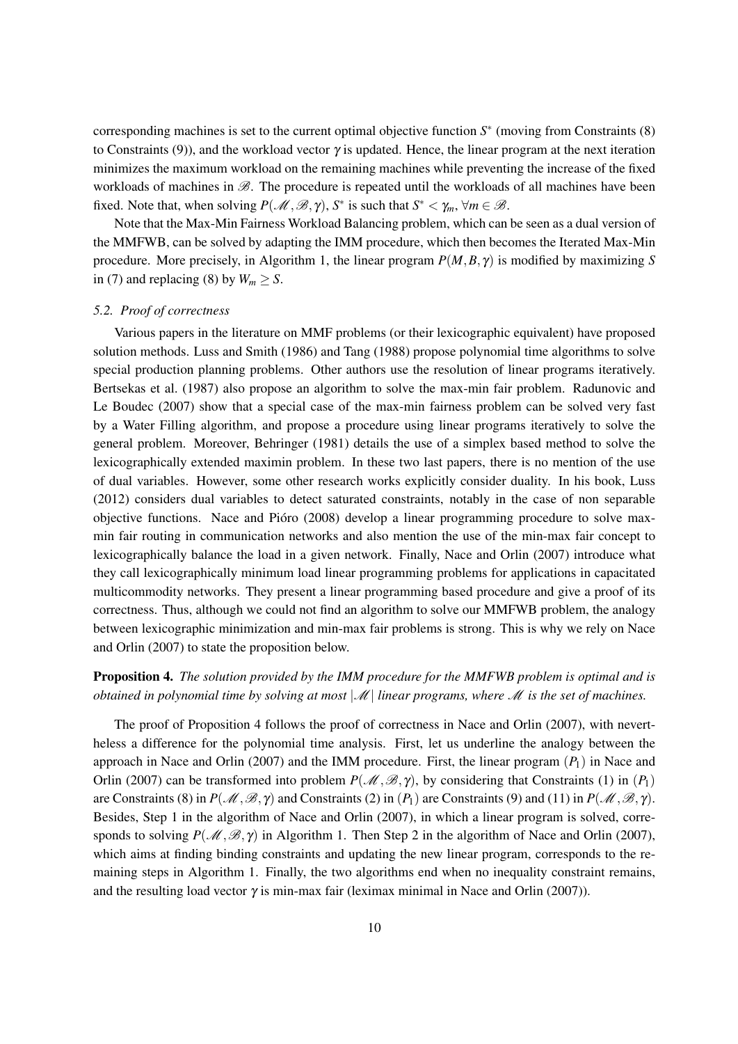corresponding machines is set to the current optimal objective function $S^*$ (moving from Constraints (8) to Constraints (9)), and the workload vector $\gamma$ is updated. Hence, the linear program at the next iteration minimizes the maximum workload on the remaining machines while preventing the increase of the fixed workloads of machines in $\mathscr{B}$. The procedure is repeated until the workloads of all machines have been fixed. Note that, when solving $P(\mathscr{M}, \mathscr{B}, \gamma)$, $S^*$ is such that $S^* < \gamma_m$, $\forall m \in \mathscr{B}$.

Note that the Max-Min Fairness Workload Balancing problem, which can be seen as a dual version of the MMFWB, can be solved by adapting the IMM procedure, which then becomes the Iterated Max-Min procedure. More precisely, in Algorithm 1, the linear program $P(M, B, \gamma)$ is modified by maximizing $S$ in (7) and replacing (8) by $W_m \geq S$.

### *5.2. Proof of correctness*

Various papers in the literature on MMF problems (or their lexicographic equivalent) have proposed solution methods. Luss and Smith (1986) and Tang (1988) propose polynomial time algorithms to solve special production planning problems. Other authors use the resolution of linear programs iteratively. Bertsekas et al. (1987) also propose an algorithm to solve the max-min fair problem. Radunovic and Le Boudec (2007) show that a special case of the max-min fairness problem can be solved very fast by a Water Filling algorithm, and propose a procedure using linear programs iteratively to solve the general problem. Moreover, Behringer (1981) details the use of a simplex based method to solve the lexicographically extended maximin problem. In these two last papers, there is no mention of the use of dual variables. However, some other research works explicitly consider duality. In his book, Luss (2012) considers dual variables to detect saturated constraints, notably in the case of non separable objective functions. Nace and Pióro (2008) develop a linear programming procedure to solve max-min fair routing in communication networks and also mention the use of the min-max fair concept to lexicographically balance the load in a given network. Finally, Nace and Orlin (2007) introduce what they call lexicographically minimum load linear programming problems for applications in capacitated multicommodity networks. They present a linear programming based procedure and give a proof of its correctness. Thus, although we could not find an algorithm to solve our MMFWB problem, the analogy between lexicographic minimization and min-max fair problems is strong. This is why we rely on Nace and Orlin (2007) to state the proposition below.

**Proposition 4.** *The solution provided by the IMM procedure for the MMFWB problem is optimal and is obtained in polynomial time by solving at most $|\mathscr{M}|$ linear programs, where $\mathscr{M}$ is the set of machines.*

The proof of Proposition 4 follows the proof of correctness in Nace and Orlin (2007), with nevertheless a difference for the polynomial time analysis. First, let us underline the analogy between the approach in Nace and Orlin (2007) and the IMM procedure. First, the linear program $(P_1)$ in Nace and Orlin (2007) can be transformed into problem $P(\mathscr{M}, \mathscr{B}, \gamma)$, by considering that Constraints (1) in $(P_1)$ are Constraints (8) in $P(\mathscr{M}, \mathscr{B}, \gamma)$ and Constraints (2) in $(P_1)$ are Constraints (9) and (11) in $P(\mathscr{M}, \mathscr{B}, \gamma)$. Besides, Step 1 in the algorithm of Nace and Orlin (2007), in which a linear program is solved, corresponds to solving $P(\mathscr{M}, \mathscr{B}, \gamma)$ in Algorithm 1. Then Step 2 in the algorithm of Nace and Orlin (2007), which aims at finding binding constraints and updating the new linear program, corresponds to the remaining steps in Algorithm 1. Finally, the two algorithms end when no inequality constraint remains, and the resulting load vector $\gamma$ is min-max fair (leximax minimal in Nace and Orlin (2007)).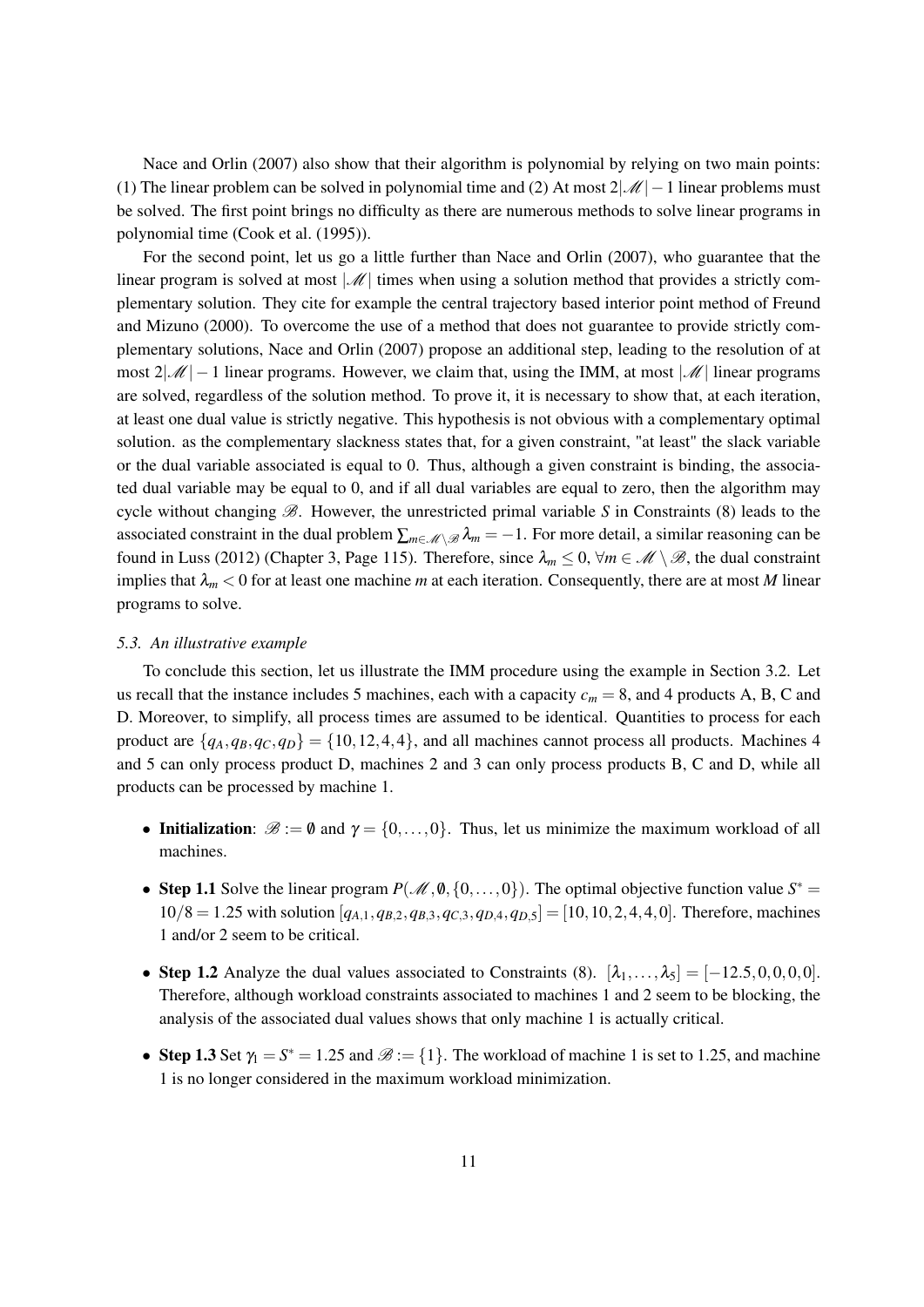Nace and Orlin (2007) also show that their algorithm is polynomial by relying on two main points: (1) The linear problem can be solved in polynomial time and (2) At most $2|\mathscr{M}|-1$ linear problems must be solved. The first point brings no difficulty as there are numerous methods to solve linear programs in polynomial time (Cook et al. (1995)).

For the second point, let us go a little further than Nace and Orlin (2007), who guarantee that the linear program is solved at most $|\mathscr{M}|$ times when using a solution method that provides a strictly complementary solution. They cite for example the central trajectory based interior point method of Freund and Mizuno (2000). To overcome the use of a method that does not guarantee to provide strictly complementary solutions, Nace and Orlin (2007) propose an additional step, leading to the resolution of at most $2|\mathscr{M}|-1$ linear programs. However, we claim that, using the IMM, at most $|\mathscr{M}|$ linear programs are solved, regardless of the solution method. To prove it, it is necessary to show that, at each iteration, at least one dual value is strictly negative. This hypothesis is not obvious with a complementary optimal solution. as the complementary slackness states that, for a given constraint, "at least" the slack variable or the dual variable associated is equal to 0. Thus, although a given constraint is binding, the associated dual variable may be equal to 0, and if all dual variables are equal to zero, then the algorithm may cycle without changing $\mathscr{B}$. However, the unrestricted primal variable $S$ in Constraints (8) leads to the associated constraint in the dual problem $\sum_{m\in\mathscr{M}\setminus\mathscr{B}}\lambda_m=-1$. For more detail, a similar reasoning can be found in Luss (2012) (Chapter 3, Page 115). Therefore, since $\lambda_m\leq 0$, $\forall m\in\mathscr{M}\setminus\mathscr{B}$, the dual constraint implies that $\lambda_m<0$ for at least one machine $m$ at each iteration. Consequently, there are at most $M$ linear programs to solve.

### *5.3. An illustrative example*

To conclude this section, let us illustrate the IMM procedure using the example in Section 3.2. Let us recall that the instance includes 5 machines, each with a capacity $c_m=8$, and 4 products A, B, C and D. Moreover, to simplify, all process times are assumed to be identical. Quantities to process for each product are $\{q_A,q_B,q_C,q_D\}=\{10,12,4,4\}$, and all machines cannot process all products. Machines 4 and 5 can only process product D, machines 2 and 3 can only process products B, C and D, while all products can be processed by machine 1.

- **Initialization**: $\mathscr{B}:=\emptyset$ and $\gamma=\{0,\ldots,0\}$. Thus, let us minimize the maximum workload of all machines.
- **Step 1.1** Solve the linear program $P(\mathscr{M},\emptyset,\{0,\ldots,0\})$. The optimal objective function value $S^*=10/8=1.25$ with solution $[q_{A,1},q_{B,2},q_{B,3},q_{C,3},q_{D,4},q_{D,5}]=[10,10,2,4,4,0]$. Therefore, machines 1 and/or 2 seem to be critical.
- **Step 1.2** Analyze the dual values associated to Constraints (8). $[\lambda_1,\ldots,\lambda_5]=[-12.5,0,0,0,0]$. Therefore, although workload constraints associated to machines 1 and 2 seem to be blocking, the analysis of the associated dual values shows that only machine 1 is actually critical.
- **Step 1.3** Set $\gamma_1=S^*=1.25$ and $\mathscr{B}:=\{1\}$. The workload of machine 1 is set to 1.25, and machine 1 is no longer considered in the maximum workload minimization.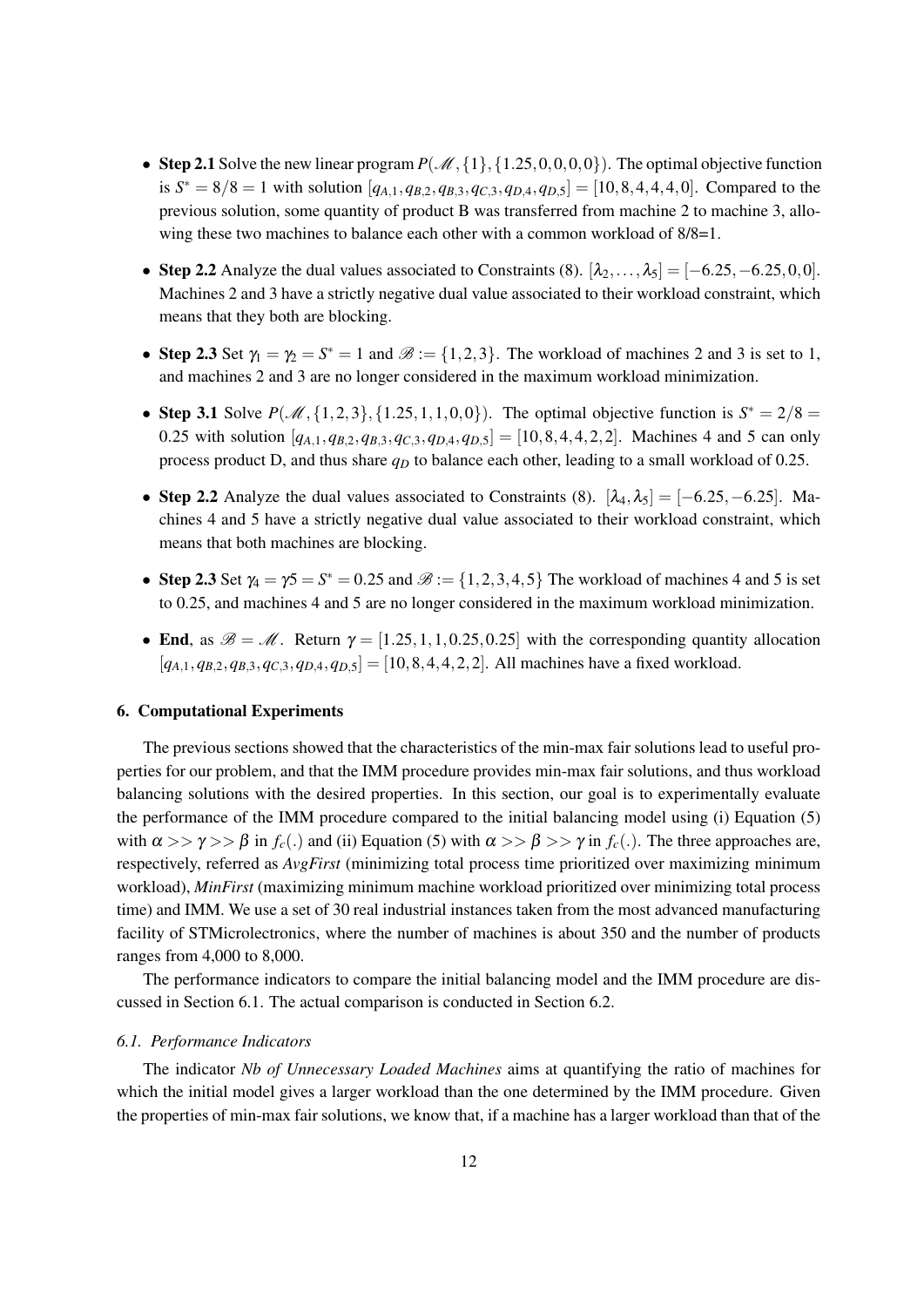- **Step 2.1** Solve the new linear program $P(\mathscr{M}, \{1\}, \{1.25, 0, 0, 0, 0\})$. The optimal objective function is $S^* = 8/8 = 1$ with solution $[q_{A,1}, q_{B,2}, q_{B,3}, q_{C,3}, q_{D,4}, q_{D,5}] = [10, 8, 4, 4, 4, 0]$. Compared to the previous solution, some quantity of product B was transferred from machine 2 to machine 3, allowing these two machines to balance each other with a common workload of 8/8=1.

- **Step 2.2** Analyze the dual values associated to Constraints (8). $[\lambda_2, \ldots, \lambda_5] = [-6.25, -6.25, 0, 0]$. Machines 2 and 3 have a strictly negative dual value associated to their workload constraint, which means that they both are blocking.

- **Step 2.3** Set $\gamma_1 = \gamma_2 = S^* = 1$ and $\mathscr{B} := \{1, 2, 3\}$. The workload of machines 2 and 3 is set to 1, and machines 2 and 3 are no longer considered in the maximum workload minimization.

- **Step 3.1** Solve $P(\mathscr{M}, \{1, 2, 3\}, \{1.25, 1, 1, 0, 0\})$. The optimal objective function is $S^* = 2/8 = 0.25$ with solution $[q_{A,1}, q_{B,2}, q_{B,3}, q_{C,3}, q_{D,4}, q_{D,5}] = [10, 8, 4, 4, 2, 2]$. Machines 4 and 5 can only process product D, and thus share $q_D$ to balance each other, leading to a small workload of 0.25.

- **Step 2.2** Analyze the dual values associated to Constraints (8). $[\lambda_4, \lambda_5] = [-6.25, -6.25]$. Machines 4 and 5 have a strictly negative dual value associated to their workload constraint, which means that both machines are blocking.

- **Step 2.3** Set $\gamma_4 = \gamma 5 = S^* = 0.25$ and $\mathscr{B} := \{1, 2, 3, 4, 5\}$ The workload of machines 4 and 5 is set to 0.25, and machines 4 and 5 are no longer considered in the maximum workload minimization.

- **End**, as $\mathscr{B} = \mathscr{M}$. Return $\gamma = [1.25, 1, 1, 0.25, 0.25]$ with the corresponding quantity allocation $[q_{A,1}, q_{B,2}, q_{B,3}, q_{C,3}, q_{D,4}, q_{D,5}] = [10, 8, 4, 4, 2, 2]$. All machines have a fixed workload.

## 6. Computational Experiments

The previous sections showed that the characteristics of the min-max fair solutions lead to useful properties for our problem, and that the IMM procedure provides min-max fair solutions, and thus workload balancing solutions with the desired properties. In this section, our goal is to experimentally evaluate the performance of the IMM procedure compared to the initial balancing model using (i) Equation (5) with $\alpha >> \gamma >> \beta$ in $f_c(.)$ and (ii) Equation (5) with $\alpha >> \beta >> \gamma$ in $f_c(.)$. The three approaches are, respectively, referred as *AvgFirst* (minimizing total process time prioritized over maximizing minimum workload), *MinFirst* (maximizing minimum machine workload prioritized over minimizing total process time) and IMM. We use a set of 30 real industrial instances taken from the most advanced manufacturing facility of STMicrolectronics, where the number of machines is about 350 and the number of products ranges from 4,000 to 8,000.

The performance indicators to compare the initial balancing model and the IMM procedure are discussed in Section 6.1. The actual comparison is conducted in Section 6.2.

### 6.1. Performance Indicators

The indicator *Nb of Unnecessary Loaded Machines* aims at quantifying the ratio of machines for which the initial model gives a larger workload than the one determined by the IMM procedure. Given the properties of min-max fair solutions, we know that, if a machine has a larger workload than that of the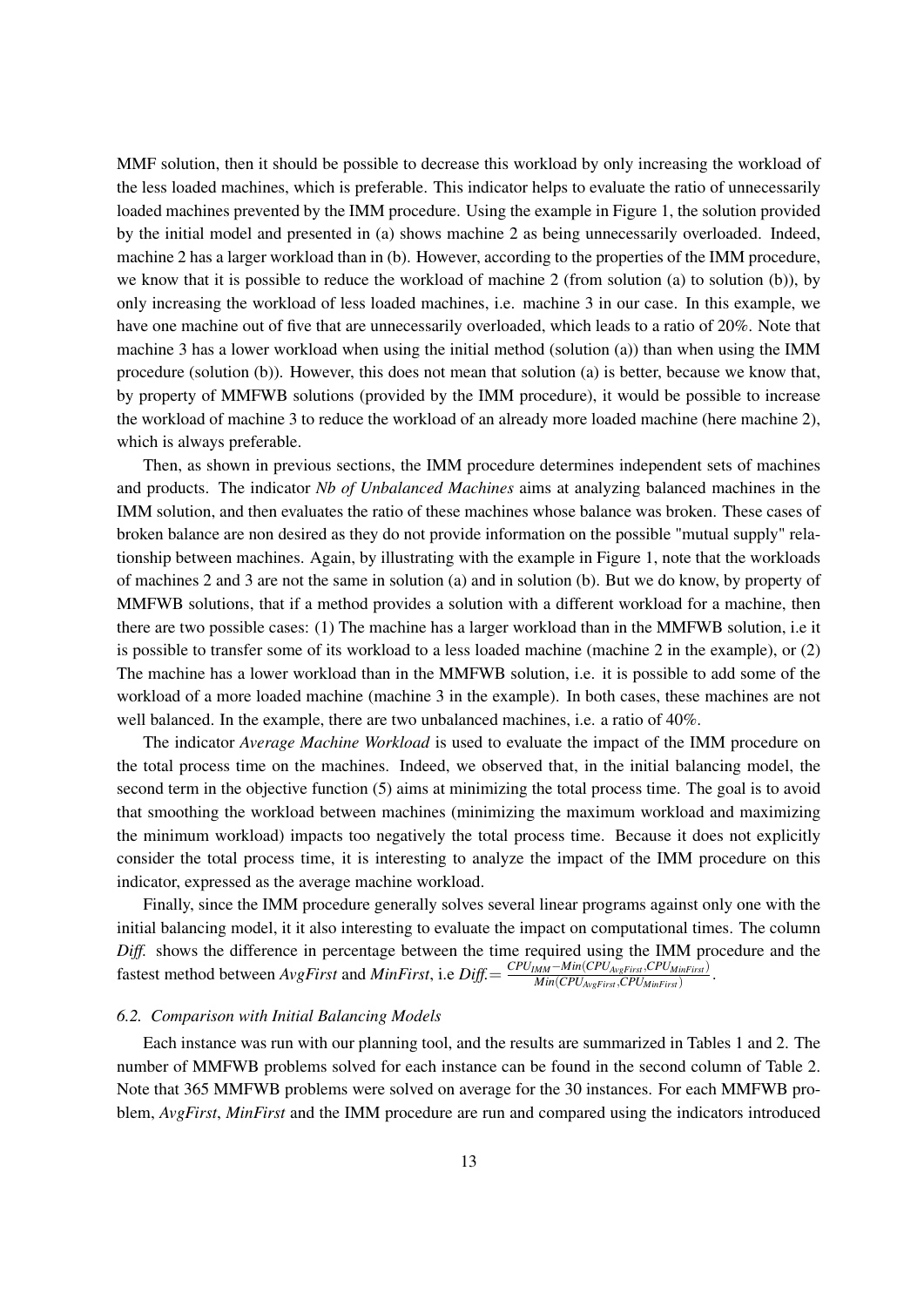MMF solution, then it should be possible to decrease this workload by only increasing the workload of the less loaded machines, which is preferable. This indicator helps to evaluate the ratio of unnecessarily loaded machines prevented by the IMM procedure. Using the example in Figure 1, the solution provided by the initial model and presented in (a) shows machine 2 as being unnecessarily overloaded. Indeed, machine 2 has a larger workload than in (b). However, according to the properties of the IMM procedure, we know that it is possible to reduce the workload of machine 2 (from solution (a) to solution (b)), by only increasing the workload of less loaded machines, i.e. machine 3 in our case. In this example, we have one machine out of five that are unnecessarily overloaded, which leads to a ratio of 20%. Note that machine 3 has a lower workload when using the initial method (solution (a)) than when using the IMM procedure (solution (b)). However, this does not mean that solution (a) is better, because we know that, by property of MMFWB solutions (provided by the IMM procedure), it would be possible to increase the workload of machine 3 to reduce the workload of an already more loaded machine (here machine 2), which is always preferable.

Then, as shown in previous sections, the IMM procedure determines independent sets of machines and products. The indicator *Nb of Unbalanced Machines* aims at analyzing balanced machines in the IMM solution, and then evaluates the ratio of these machines whose balance was broken. These cases of broken balance are non desired as they do not provide information on the possible "mutual supply" relationship between machines. Again, by illustrating with the example in Figure 1, note that the workloads of machines 2 and 3 are not the same in solution (a) and in solution (b). But we do know, by property of MMFWB solutions, that if a method provides a solution with a different workload for a machine, then there are two possible cases: (1) The machine has a larger workload than in the MMFWB solution, i.e it is possible to transfer some of its workload to a less loaded machine (machine 2 in the example), or (2) The machine has a lower workload than in the MMFWB solution, i.e. it is possible to add some of the workload of a more loaded machine (machine 3 in the example). In both cases, these machines are not well balanced. In the example, there are two unbalanced machines, i.e. a ratio of 40%.

The indicator *Average Machine Workload* is used to evaluate the impact of the IMM procedure on the total process time on the machines. Indeed, we observed that, in the initial balancing model, the second term in the objective function (5) aims at minimizing the total process time. The goal is to avoid that smoothing the workload between machines (minimizing the maximum workload and maximizing the minimum workload) impacts too negatively the total process time. Because it does not explicitly consider the total process time, it is interesting to analyze the impact of the IMM procedure on this indicator, expressed as the average machine workload.

Finally, since the IMM procedure generally solves several linear programs against only one with the initial balancing model, it it also interesting to evaluate the impact on computational times. The column *Diff.* shows the difference in percentage between the time required using the IMM procedure and the fastest method between *AvgFirst* and *MinFirst*, i.e $Diff. = \frac{CPU_{IMM} - Min(CPU_{AvgFirst}, CPU_{MinFirst})}{Min(CPU_{AvgFirst}, CPU_{MinFirst})}$.

### 6.2. Comparison with Initial Balancing Models

Each instance was run with our planning tool, and the results are summarized in Tables 1 and 2. The number of MMFWB problems solved for each instance can be found in the second column of Table 2. Note that 365 MMFWB problems were solved on average for the 30 instances. For each MMFWB problem, *AvgFirst*, *MinFirst* and the IMM procedure are run and compared using the indicators introduced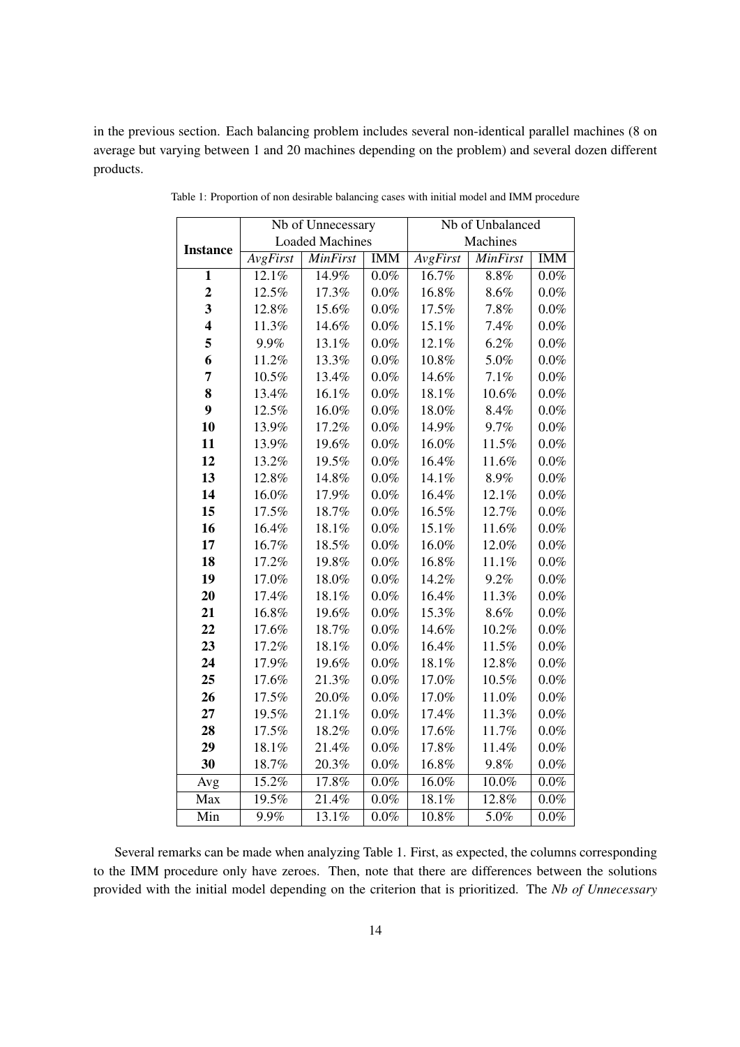in the previous section. Each balancing problem includes several non-identical parallel machines (8 on average but varying between 1 and 20 machines depending on the problem) and several dozen different products.

Table 1: Proportion of non desirable balancing cases with initial model and IMM procedure

| **Instance** | Nb of Unnecessary Loaded Machines | | | Nb of Unbalanced Machines | | |
|---|---|---|---|---|---|---|
| | *AvgFirst* | *MinFirst* | IMM | *AvgFirst* | *MinFirst* | IMM |
| **1** | 12.1% | 14.9% | 0.0% | 16.7% | 8.8% | 0.0% |
| **2** | 12.5% | 17.3% | 0.0% | 16.8% | 8.6% | 0.0% |
| **3** | 12.8% | 15.6% | 0.0% | 17.5% | 7.8% | 0.0% |
| **4** | 11.3% | 14.6% | 0.0% | 15.1% | 7.4% | 0.0% |
| **5** | 9.9% | 13.1% | 0.0% | 12.1% | 6.2% | 0.0% |
| **6** | 11.2% | 13.3% | 0.0% | 10.8% | 5.0% | 0.0% |
| **7** | 10.5% | 13.4% | 0.0% | 14.6% | 7.1% | 0.0% |
| **8** | 13.4% | 16.1% | 0.0% | 18.1% | 10.6% | 0.0% |
| **9** | 12.5% | 16.0% | 0.0% | 18.0% | 8.4% | 0.0% |
| **10** | 13.9% | 17.2% | 0.0% | 14.9% | 9.7% | 0.0% |
| **11** | 13.9% | 19.6% | 0.0% | 16.0% | 11.5% | 0.0% |
| **12** | 13.2% | 19.5% | 0.0% | 16.4% | 11.6% | 0.0% |
| **13** | 12.8% | 14.8% | 0.0% | 14.1% | 8.9% | 0.0% |
| **14** | 16.0% | 17.9% | 0.0% | 16.4% | 12.1% | 0.0% |
| **15** | 17.5% | 18.7% | 0.0% | 16.5% | 12.7% | 0.0% |
| **16** | 16.4% | 18.1% | 0.0% | 15.1% | 11.6% | 0.0% |
| **17** | 16.7% | 18.5% | 0.0% | 16.0% | 12.0% | 0.0% |
| **18** | 17.2% | 19.8% | 0.0% | 16.8% | 11.1% | 0.0% |
| **19** | 17.0% | 18.0% | 0.0% | 14.2% | 9.2% | 0.0% |
| **20** | 17.4% | 18.1% | 0.0% | 16.4% | 11.3% | 0.0% |
| **21** | 16.8% | 19.6% | 0.0% | 15.3% | 8.6% | 0.0% |
| **22** | 17.6% | 18.7% | 0.0% | 14.6% | 10.2% | 0.0% |
| **23** | 17.2% | 18.1% | 0.0% | 16.4% | 11.5% | 0.0% |
| **24** | 17.9% | 19.6% | 0.0% | 18.1% | 12.8% | 0.0% |
| **25** | 17.6% | 21.3% | 0.0% | 17.0% | 10.5% | 0.0% |
| **26** | 17.5% | 20.0% | 0.0% | 17.0% | 11.0% | 0.0% |
| **27** | 19.5% | 21.1% | 0.0% | 17.4% | 11.3% | 0.0% |
| **28** | 17.5% | 18.2% | 0.0% | 17.6% | 11.7% | 0.0% |
| **29** | 18.1% | 21.4% | 0.0% | 17.8% | 11.4% | 0.0% |
| **30** | 18.7% | 20.3% | 0.0% | 16.8% | 9.8% | 0.0% |
| Avg | 15.2% | 17.8% | 0.0% | 16.0% | 10.0% | 0.0% |
| Max | 19.5% | 21.4% | 0.0% | 18.1% | 12.8% | 0.0% |
| Min | 9.9% | 13.1% | 0.0% | 10.8% | 5.0% | 0.0% |

Several remarks can be made when analyzing Table 1. First, as expected, the columns corresponding to the IMM procedure only have zeroes. Then, note that there are differences between the solutions provided with the initial model depending on the criterion that is prioritized. The *Nb of Unnecessary*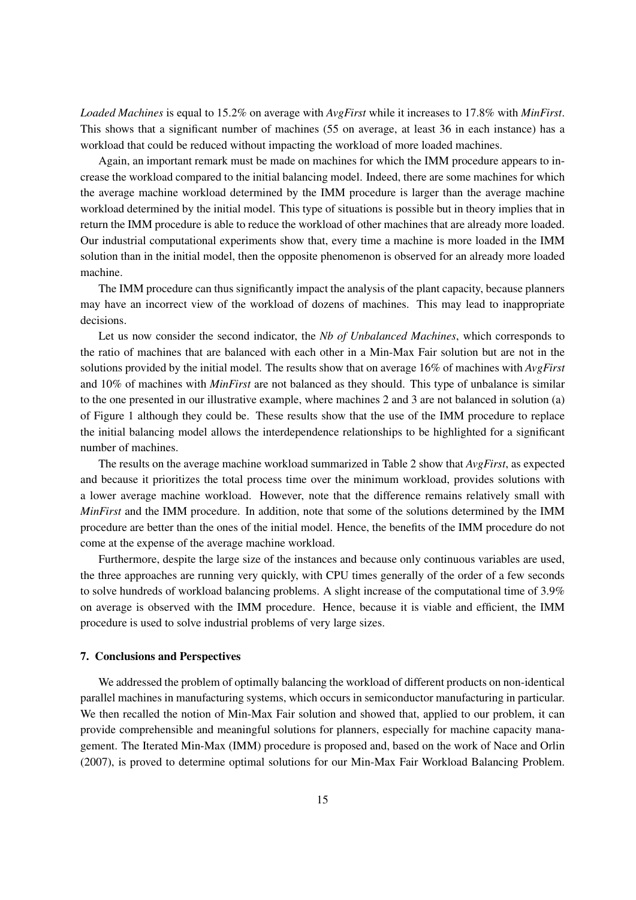*Loaded Machines* is equal to 15.2% on average with *AvgFirst* while it increases to 17.8% with *MinFirst*. This shows that a significant number of machines (55 on average, at least 36 in each instance) has a workload that could be reduced without impacting the workload of more loaded machines.

Again, an important remark must be made on machines for which the IMM procedure appears to increase the workload compared to the initial balancing model. Indeed, there are some machines for which the average machine workload determined by the IMM procedure is larger than the average machine workload determined by the initial model. This type of situations is possible but in theory implies that in return the IMM procedure is able to reduce the workload of other machines that are already more loaded. Our industrial computational experiments show that, every time a machine is more loaded in the IMM solution than in the initial model, then the opposite phenomenon is observed for an already more loaded machine.

The IMM procedure can thus significantly impact the analysis of the plant capacity, because planners may have an incorrect view of the workload of dozens of machines. This may lead to inappropriate decisions.

Let us now consider the second indicator, the *Nb of Unbalanced Machines*, which corresponds to the ratio of machines that are balanced with each other in a Min-Max Fair solution but are not in the solutions provided by the initial model. The results show that on average 16% of machines with *AvgFirst* and 10% of machines with *MinFirst* are not balanced as they should. This type of unbalance is similar to the one presented in our illustrative example, where machines 2 and 3 are not balanced in solution (a) of Figure 1 although they could be. These results show that the use of the IMM procedure to replace the initial balancing model allows the interdependence relationships to be highlighted for a significant number of machines.

The results on the average machine workload summarized in Table 2 show that *AvgFirst*, as expected and because it prioritizes the total process time over the minimum workload, provides solutions with a lower average machine workload. However, note that the difference remains relatively small with *MinFirst* and the IMM procedure. In addition, note that some of the solutions determined by the IMM procedure are better than the ones of the initial model. Hence, the benefits of the IMM procedure do not come at the expense of the average machine workload.

Furthermore, despite the large size of the instances and because only continuous variables are used, the three approaches are running very quickly, with CPU times generally of the order of a few seconds to solve hundreds of workload balancing problems. A slight increase of the computational time of 3.9% on average is observed with the IMM procedure. Hence, because it is viable and efficient, the IMM procedure is used to solve industrial problems of very large sizes.

## 7. Conclusions and Perspectives

We addressed the problem of optimally balancing the workload of different products on non-identical parallel machines in manufacturing systems, which occurs in semiconductor manufacturing in particular. We then recalled the notion of Min-Max Fair solution and showed that, applied to our problem, it can provide comprehensible and meaningful solutions for planners, especially for machine capacity management. The Iterated Min-Max (IMM) procedure is proposed and, based on the work of Nace and Orlin (2007), is proved to determine optimal solutions for our Min-Max Fair Workload Balancing Problem.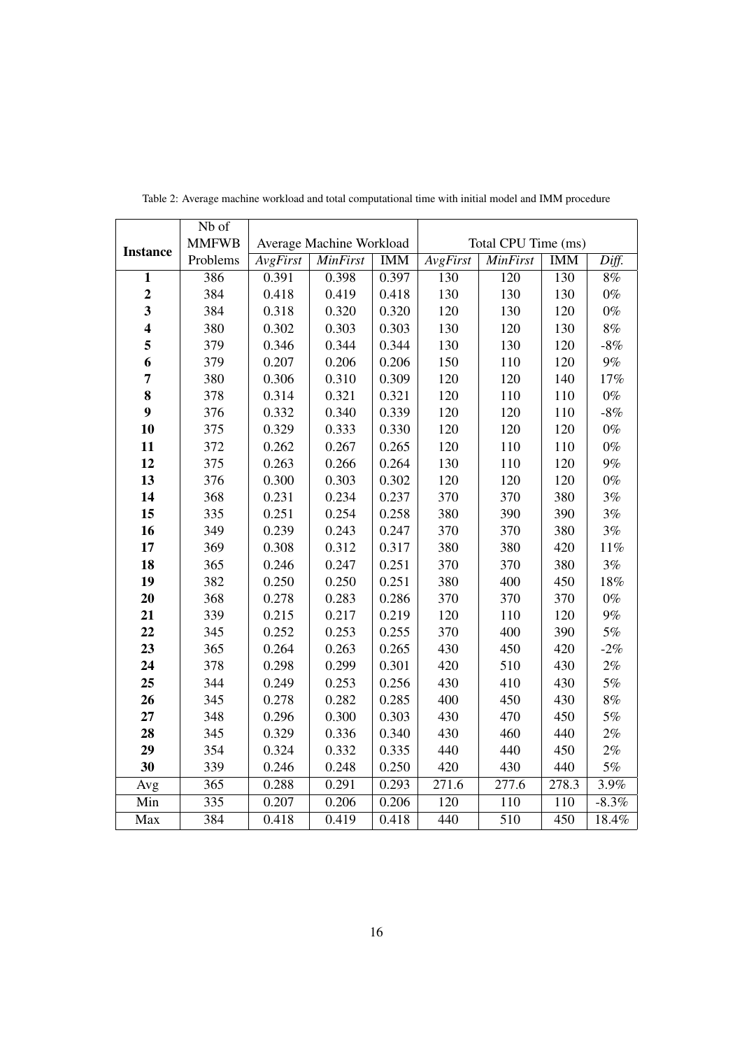Table 2: Average machine workload and total computational time with initial model and IMM procedure

| Instance | Nb of MMFWB Problems | Average Machine Workload | | | Total CPU Time (ms) | | | |
|---|---|---|---|---|---|---|---|---|
| | | *AvgFirst* | *MinFirst* | IMM | *AvgFirst* | *MinFirst* | IMM | *Diff.* |
| **1** | 386 | 0.391 | 0.398 | 0.397 | 130 | 120 | 130 | 8% |
| **2** | 384 | 0.418 | 0.419 | 0.418 | 130 | 130 | 130 | 0% |
| **3** | 384 | 0.318 | 0.320 | 0.320 | 120 | 130 | 120 | 0% |
| **4** | 380 | 0.302 | 0.303 | 0.303 | 130 | 120 | 130 | 8% |
| **5** | 379 | 0.346 | 0.344 | 0.344 | 130 | 130 | 120 | -8% |
| **6** | 379 | 0.207 | 0.206 | 0.206 | 150 | 110 | 120 | 9% |
| **7** | 380 | 0.306 | 0.310 | 0.309 | 120 | 120 | 140 | 17% |
| **8** | 378 | 0.314 | 0.321 | 0.321 | 120 | 110 | 110 | 0% |
| **9** | 376 | 0.332 | 0.340 | 0.339 | 120 | 120 | 110 | -8% |
| **10** | 375 | 0.329 | 0.333 | 0.330 | 120 | 120 | 120 | 0% |
| **11** | 372 | 0.262 | 0.267 | 0.265 | 120 | 110 | 110 | 0% |
| **12** | 375 | 0.263 | 0.266 | 0.264 | 130 | 110 | 120 | 9% |
| **13** | 376 | 0.300 | 0.303 | 0.302 | 120 | 120 | 120 | 0% |
| **14** | 368 | 0.231 | 0.234 | 0.237 | 370 | 370 | 380 | 3% |
| **15** | 335 | 0.251 | 0.254 | 0.258 | 380 | 390 | 390 | 3% |
| **16** | 349 | 0.239 | 0.243 | 0.247 | 370 | 370 | 380 | 3% |
| **17** | 369 | 0.308 | 0.312 | 0.317 | 380 | 380 | 420 | 11% |
| **18** | 365 | 0.246 | 0.247 | 0.251 | 370 | 370 | 380 | 3% |
| **19** | 382 | 0.250 | 0.250 | 0.251 | 380 | 400 | 450 | 18% |
| **20** | 368 | 0.278 | 0.283 | 0.286 | 370 | 370 | 370 | 0% |
| **21** | 339 | 0.215 | 0.217 | 0.219 | 120 | 110 | 120 | 9% |
| **22** | 345 | 0.252 | 0.253 | 0.255 | 370 | 400 | 390 | 5% |
| **23** | 365 | 0.264 | 0.263 | 0.265 | 430 | 450 | 420 | -2% |
| **24** | 378 | 0.298 | 0.299 | 0.301 | 420 | 510 | 430 | 2% |
| **25** | 344 | 0.249 | 0.253 | 0.256 | 430 | 410 | 430 | 5% |
| **26** | 345 | 0.278 | 0.282 | 0.285 | 400 | 450 | 430 | 8% |
| **27** | 348 | 0.296 | 0.300 | 0.303 | 430 | 470 | 450 | 5% |
| **28** | 345 | 0.329 | 0.336 | 0.340 | 430 | 460 | 440 | 2% |
| **29** | 354 | 0.324 | 0.332 | 0.335 | 440 | 440 | 450 | 2% |
| **30** | 339 | 0.246 | 0.248 | 0.250 | 420 | 430 | 440 | 5% |
| Avg | 365 | 0.288 | 0.291 | 0.293 | 271.6 | 277.6 | 278.3 | 3.9% |
| Min | 335 | 0.207 | 0.206 | 0.206 | 120 | 110 | 110 | -8.3% |
| Max | 384 | 0.418 | 0.419 | 0.418 | 440 | 510 | 450 | 18.4% |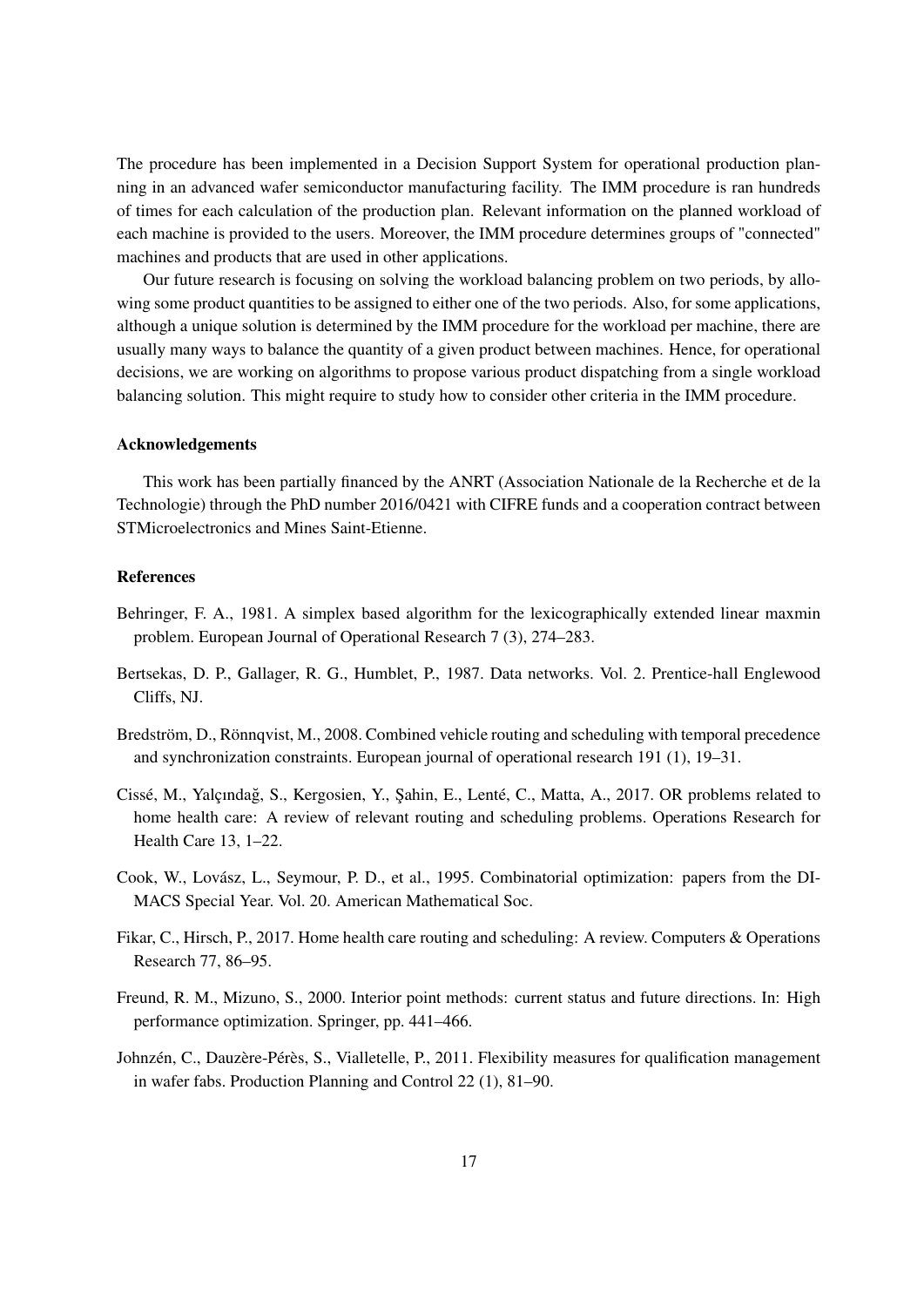The procedure has been implemented in a Decision Support System for operational production planning in an advanced wafer semiconductor manufacturing facility. The IMM procedure is ran hundreds of times for each calculation of the production plan. Relevant information on the planned workload of each machine is provided to the users. Moreover, the IMM procedure determines groups of "connected" machines and products that are used in other applications.

Our future research is focusing on solving the workload balancing problem on two periods, by allowing some product quantities to be assigned to either one of the two periods. Also, for some applications, although a unique solution is determined by the IMM procedure for the workload per machine, there are usually many ways to balance the quantity of a given product between machines. Hence, for operational decisions, we are working on algorithms to propose various product dispatching from a single workload balancing solution. This might require to study how to consider other criteria in the IMM procedure.

### Acknowledgements

This work has been partially financed by the ANRT (Association Nationale de la Recherche et de la Technologie) through the PhD number 2016/0421 with CIFRE funds and a cooperation contract between STMicroelectronics and Mines Saint-Etienne.

### References

Behringer, F. A., 1981. A simplex based algorithm for the lexicographically extended linear maxmin problem. European Journal of Operational Research 7 (3), 274–283.

Bertsekas, D. P., Gallager, R. G., Humblet, P., 1987. Data networks. Vol. 2. Prentice-hall Englewood Cliffs, NJ.

Bredström, D., Rönnqvist, M., 2008. Combined vehicle routing and scheduling with temporal precedence and synchronization constraints. European journal of operational research 191 (1), 19–31.

Cissé, M., Yalçındağ, S., Kergosien, Y., Şahin, E., Lenté, C., Matta, A., 2017. OR problems related to home health care: A review of relevant routing and scheduling problems. Operations Research for Health Care 13, 1–22.

Cook, W., Lovász, L., Seymour, P. D., et al., 1995. Combinatorial optimization: papers from the DIMACS Special Year. Vol. 20. American Mathematical Soc.

Fikar, C., Hirsch, P., 2017. Home health care routing and scheduling: A review. Computers & Operations Research 77, 86–95.

Freund, R. M., Mizuno, S., 2000. Interior point methods: current status and future directions. In: High performance optimization. Springer, pp. 441–466.

Johnzén, C., Dauzère-Pérès, S., Vialletelle, P., 2011. Flexibility measures for qualification management in wafer fabs. Production Planning and Control 22 (1), 81–90.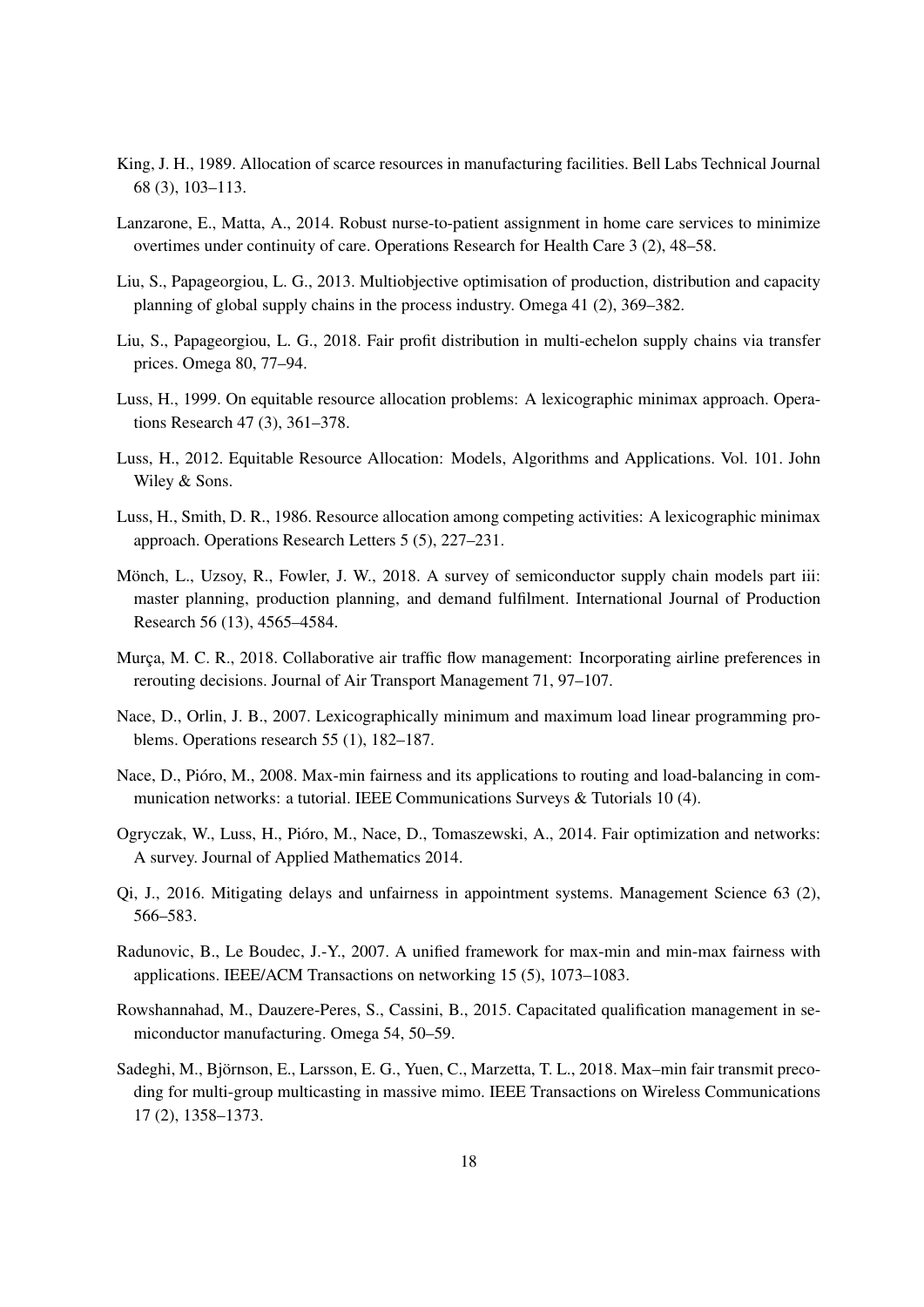King, J. H., 1989. Allocation of scarce resources in manufacturing facilities. Bell Labs Technical Journal 68 (3), 103–113.

Lanzarone, E., Matta, A., 2014. Robust nurse-to-patient assignment in home care services to minimize overtimes under continuity of care. Operations Research for Health Care 3 (2), 48–58.

Liu, S., Papageorgiou, L. G., 2013. Multiobjective optimisation of production, distribution and capacity planning of global supply chains in the process industry. Omega 41 (2), 369–382.

Liu, S., Papageorgiou, L. G., 2018. Fair profit distribution in multi-echelon supply chains via transfer prices. Omega 80, 77–94.

Luss, H., 1999. On equitable resource allocation problems: A lexicographic minimax approach. Operations Research 47 (3), 361–378.

Luss, H., 2012. Equitable Resource Allocation: Models, Algorithms and Applications. Vol. 101. John Wiley & Sons.

Luss, H., Smith, D. R., 1986. Resource allocation among competing activities: A lexicographic minimax approach. Operations Research Letters 5 (5), 227–231.

Mönch, L., Uzsoy, R., Fowler, J. W., 2018. A survey of semiconductor supply chain models part iii: master planning, production planning, and demand fulfilment. International Journal of Production Research 56 (13), 4565–4584.

Murça, M. C. R., 2018. Collaborative air traffic flow management: Incorporating airline preferences in rerouting decisions. Journal of Air Transport Management 71, 97–107.

Nace, D., Orlin, J. B., 2007. Lexicographically minimum and maximum load linear programming problems. Operations research 55 (1), 182–187.

Nace, D., Pióro, M., 2008. Max-min fairness and its applications to routing and load-balancing in communication networks: a tutorial. IEEE Communications Surveys & Tutorials 10 (4).

Ogryczak, W., Luss, H., Pióro, M., Nace, D., Tomaszewski, A., 2014. Fair optimization and networks: A survey. Journal of Applied Mathematics 2014.

Qi, J., 2016. Mitigating delays and unfairness in appointment systems. Management Science 63 (2), 566–583.

Radunovic, B., Le Boudec, J.-Y., 2007. A unified framework for max-min and min-max fairness with applications. IEEE/ACM Transactions on networking 15 (5), 1073–1083.

Rowshannahad, M., Dauzere-Peres, S., Cassini, B., 2015. Capacitated qualification management in semiconductor manufacturing. Omega 54, 50–59.

Sadeghi, M., Björnson, E., Larsson, E. G., Yuen, C., Marzetta, T. L., 2018. Max–min fair transmit precoding for multi-group multicasting in massive mimo. IEEE Transactions on Wireless Communications 17 (2), 1358–1373.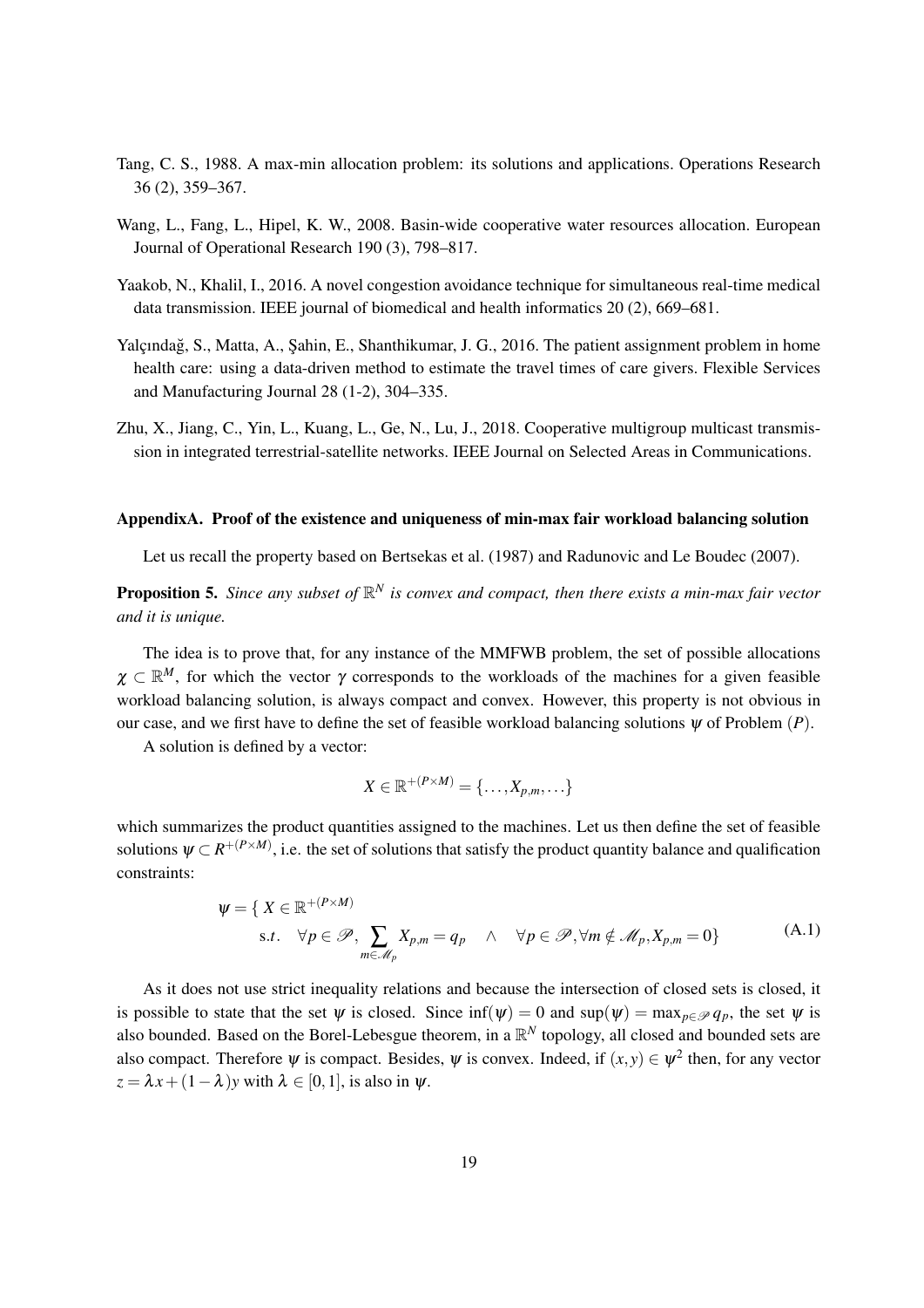Tang, C. S., 1988. A max-min allocation problem: its solutions and applications. Operations Research 36 (2), 359–367.

Wang, L., Fang, L., Hipel, K. W., 2008. Basin-wide cooperative water resources allocation. European Journal of Operational Research 190 (3), 798–817.

Yaakob, N., Khalil, I., 2016. A novel congestion avoidance technique for simultaneous real-time medical data transmission. IEEE journal of biomedical and health informatics 20 (2), 669–681.

Yalçındağ, S., Matta, A., Şahin, E., Shanthikumar, J. G., 2016. The patient assignment problem in home health care: using a data-driven method to estimate the travel times of care givers. Flexible Services and Manufacturing Journal 28 (1-2), 304–335.

Zhu, X., Jiang, C., Yin, L., Kuang, L., Ge, N., Lu, J., 2018. Cooperative multigroup multicast transmission in integrated terrestrial-satellite networks. IEEE Journal on Selected Areas in Communications.

## AppendixA. Proof of the existence and uniqueness of min-max fair workload balancing solution

Let us recall the property based on Bertsekas et al. (1987) and Radunovic and Le Boudec (2007).

**Proposition 5.** *Since any subset of $\mathbb{R}^N$ is convex and compact, then there exists a min-max fair vector and it is unique.*

The idea is to prove that, for any instance of the MMFWB problem, the set of possible allocations $\chi \subset \mathbb{R}^M$, for which the vector $\gamma$ corresponds to the workloads of the machines for a given feasible workload balancing solution, is always compact and convex. However, this property is not obvious in our case, and we first have to define the set of feasible workload balancing solutions $\psi$ of Problem $(P)$.

A solution is defined by a vector:

$$X \in \mathbb{R}^{+(P \times M)} = \{\dots, X_{p,m}, \dots\}$$

which summarizes the product quantities assigned to the machines. Let us then define the set of feasible solutions $\psi \subset R^{+(P \times M)}$, i.e. the set of solutions that satisfy the product quantity balance and qualification constraints:

$$\psi = \{\ X \in \mathbb{R}^{+(P \times M)} \\ \text{s.}t. \quad \forall p \in \mathscr{P}, \sum_{m \in \mathscr{M}_p} X_{p,m} = q_p \quad \wedge \quad \forall p \in \mathscr{P}, \forall m \notin \mathscr{M}_p, X_{p,m} = 0\} \tag{A.1}$$

As it does not use strict inequality relations and because the intersection of closed sets is closed, it is possible to state that the set $\psi$ is closed. Since $\inf(\psi) = 0$ and $\sup(\psi) = \max_{p \in \mathscr{P}} q_p$, the set $\psi$ is also bounded. Based on the Borel-Lebesgue theorem, in a $\mathbb{R}^N$ topology, all closed and bounded sets are also compact. Therefore $\psi$ is compact. Besides, $\psi$ is convex. Indeed, if $(x, y) \in \psi^2$ then, for any vector $z = \lambda x + (1 - \lambda)y$ with $\lambda \in [0, 1]$, is also in $\psi$.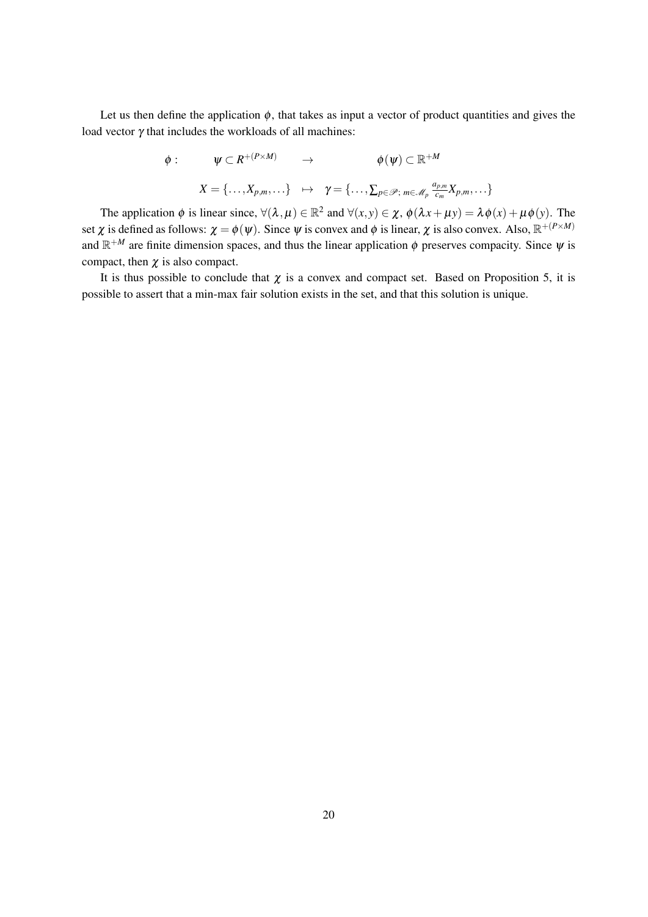Let us then define the application $\phi$, that takes as input a vector of product quantities and gives the load vector $\gamma$ that includes the workloads of all machines:

$$\phi : \qquad \psi \subset R^{+(P \times M)} \qquad \rightarrow \qquad \phi(\psi) \subset \mathbb{R}^{+M}$$

$$X = \{\ldots, X_{p,m}, \ldots\} \quad \mapsto \quad \gamma = \{\ldots, \sum_{p \in \mathscr{P};\, m \in \mathscr{M}_p} \frac{a_{p,m}}{c_m} X_{p,m}, \ldots\}$$

The application $\phi$ is linear since, $\forall(\lambda, \mu) \in \mathbb{R}^2$ and $\forall(x, y) \in \chi$, $\phi(\lambda x + \mu y) = \lambda \phi(x) + \mu \phi(y)$. The set $\chi$ is defined as follows: $\chi = \phi(\psi)$. Since $\psi$ is convex and $\phi$ is linear, $\chi$ is also convex. Also, $\mathbb{R}^{+(P \times M)}$ and $\mathbb{R}^{+M}$ are finite dimension spaces, and thus the linear application $\phi$ preserves compacity. Since $\psi$ is compact, then $\chi$ is also compact.

It is thus possible to conclude that $\chi$ is a convex and compact set. Based on Proposition 5, it is possible to assert that a min-max fair solution exists in the set, and that this solution is unique.